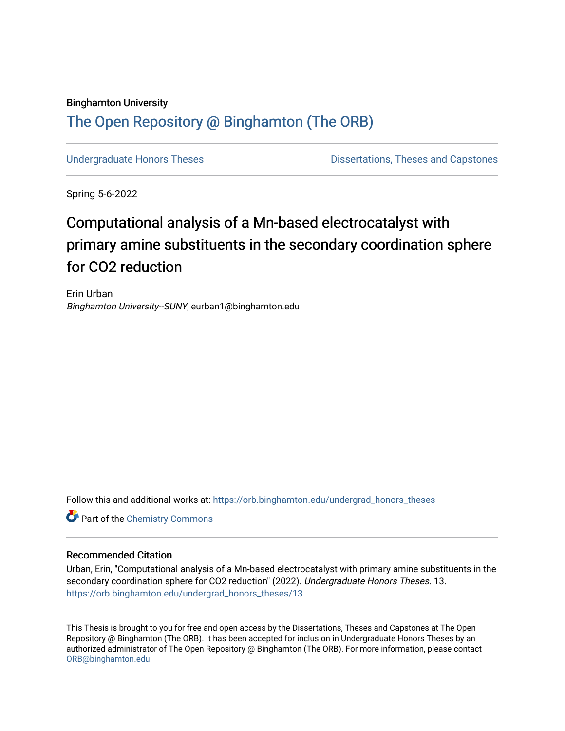Binghamton University

## The Open Repository @ Binghamton (The ORB)

Undergraduate Honors Theses | Dissertations, Theses and Capstones

Spring 5-6-2022

# Computational analysis of a Mn-based electrocatalyst with primary amine substituents in the secondary coordination sphere for CO2 reduction

Erin Urban
*Binghamton University--SUNY*, eurban1@binghamton.edu

Follow this and additional works at: https://orb.binghamton.edu/undergrad_honors_theses

Part of the Chemistry Commons

### Recommended Citation

Urban, Erin, "Computational analysis of a Mn-based electrocatalyst with primary amine substituents in the secondary coordination sphere for CO2 reduction" (2022). *Undergraduate Honors Theses*. 13.
https://orb.binghamton.edu/undergrad_honors_theses/13

This Thesis is brought to you for free and open access by the Dissertations, Theses and Capstones at The Open Repository @ Binghamton (The ORB). It has been accepted for inclusion in Undergraduate Honors Theses by an authorized administrator of The Open Repository @ Binghamton (The ORB). For more information, please contact ORB@binghamton.edu.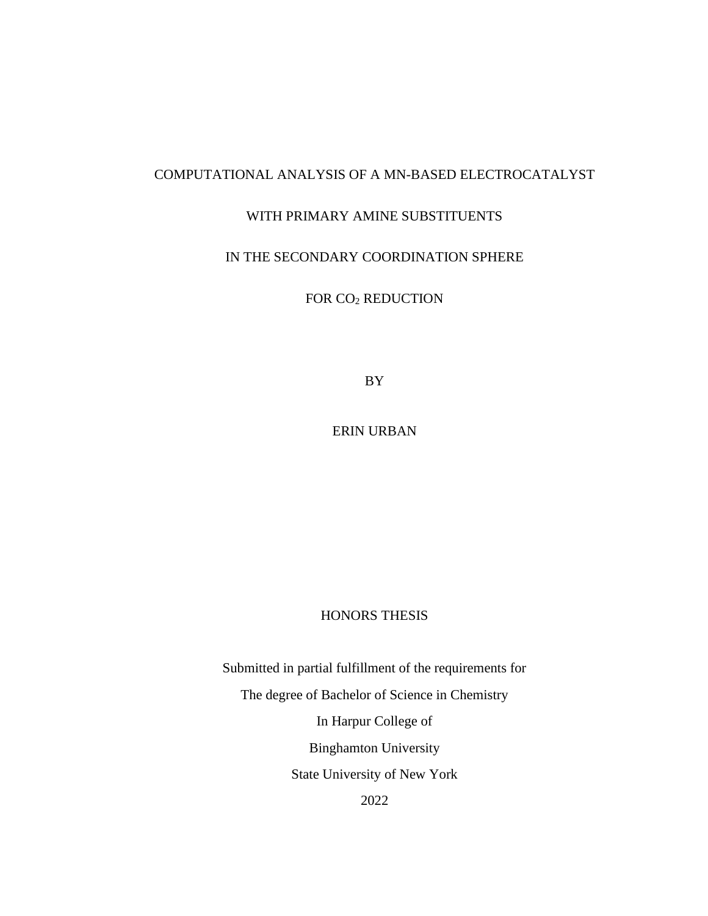# COMPUTATIONAL ANALYSIS OF A MN-BASED ELECTROCATALYST

# WITH PRIMARY AMINE SUBSTITUENTS

# IN THE SECONDARY COORDINATION SPHERE

# FOR $CO_2$ REDUCTION

BY

ERIN URBAN

HONORS THESIS

Submitted in partial fulfillment of the requirements for

The degree of Bachelor of Science in Chemistry

In Harpur College of

Binghamton University

State University of New York

2022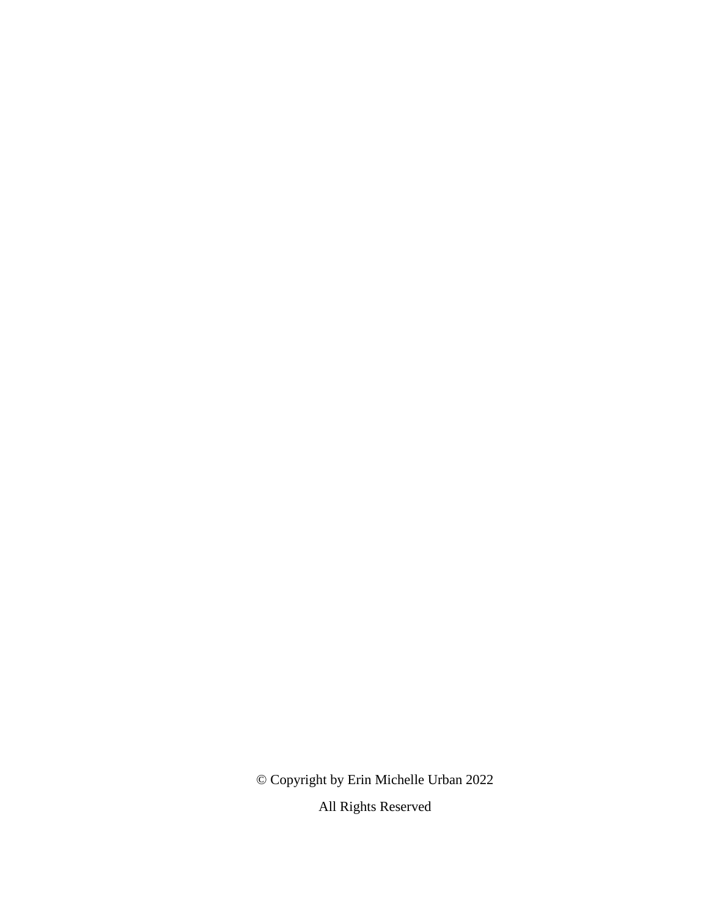© Copyright by Erin Michelle Urban 2022

All Rights Reserved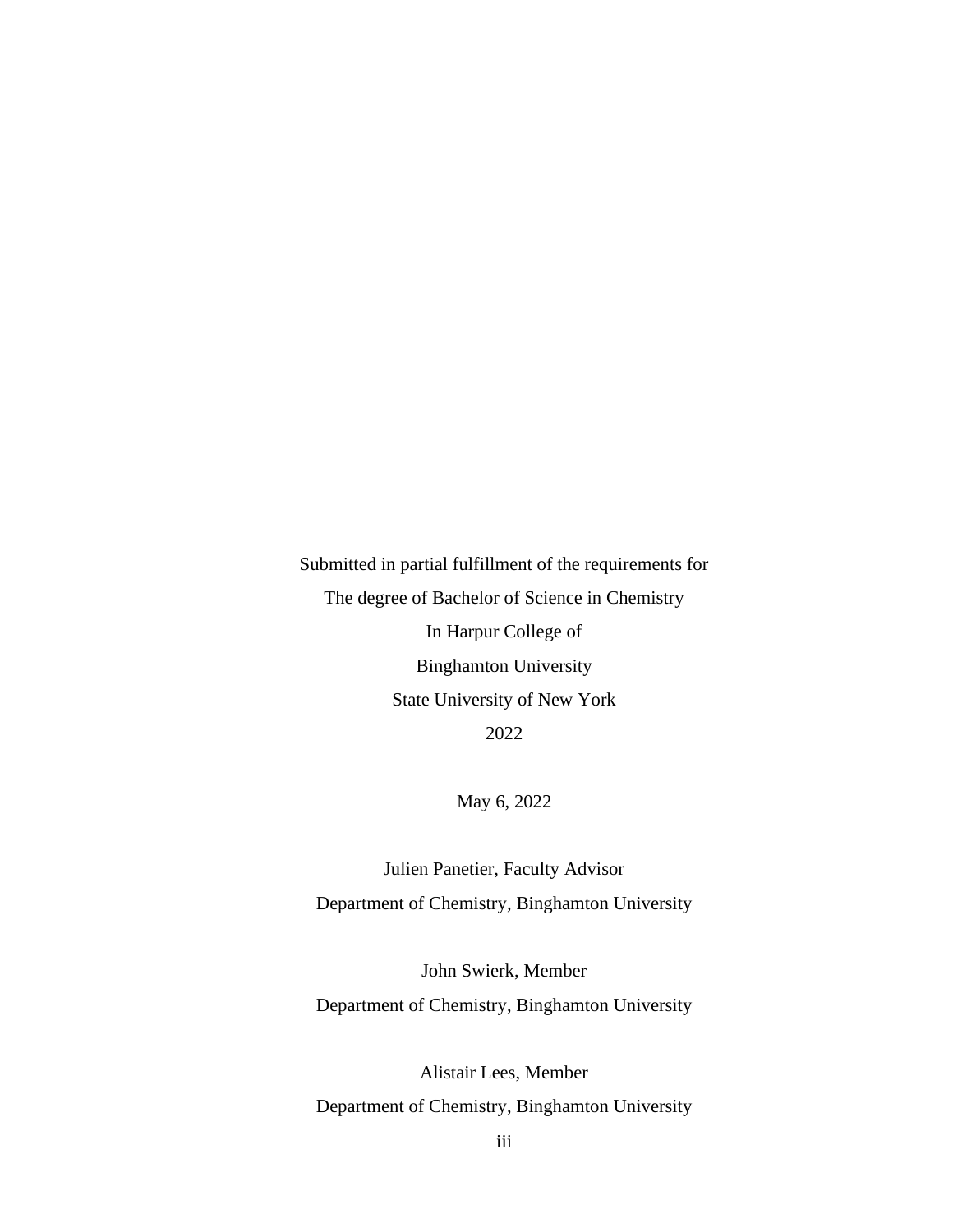Submitted in partial fulfillment of the requirements for

The degree of Bachelor of Science in Chemistry

In Harpur College of

Binghamton University

State University of New York

2022

May 6, 2022

Julien Panetier, Faculty Advisor

Department of Chemistry, Binghamton University

John Swierk, Member

Department of Chemistry, Binghamton University

Alistair Lees, Member

Department of Chemistry, Binghamton University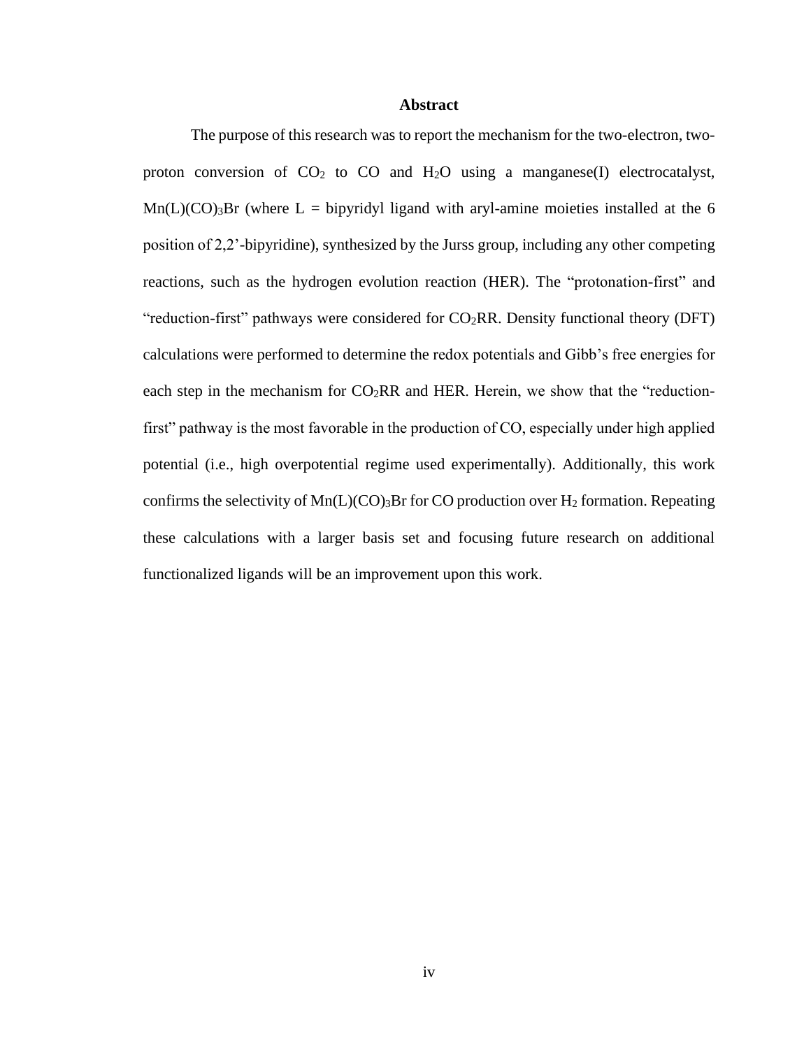# Abstract

The purpose of this research was to report the mechanism for the two-electron, two-proton conversion of $CO_2$ to CO and $H_2O$ using a manganese(I) electrocatalyst, $Mn(L)(CO)_3Br$ (where L = bipyridyl ligand with aryl-amine moieties installed at the 6 position of 2,2'-bipyridine), synthesized by the Jurss group, including any other competing reactions, such as the hydrogen evolution reaction (HER). The "protonation-first" and "reduction-first" pathways were considered for $CO_2$RR. Density functional theory (DFT) calculations were performed to determine the redox potentials and Gibb's free energies for each step in the mechanism for $CO_2$RR and HER. Herein, we show that the "reduction-first" pathway is the most favorable in the production of CO, especially under high applied potential (i.e., high overpotential regime used experimentally). Additionally, this work confirms the selectivity of $Mn(L)(CO)_3Br$ for CO production over $H_2$ formation. Repeating these calculations with a larger basis set and focusing future research on additional functionalized ligands will be an improvement upon this work.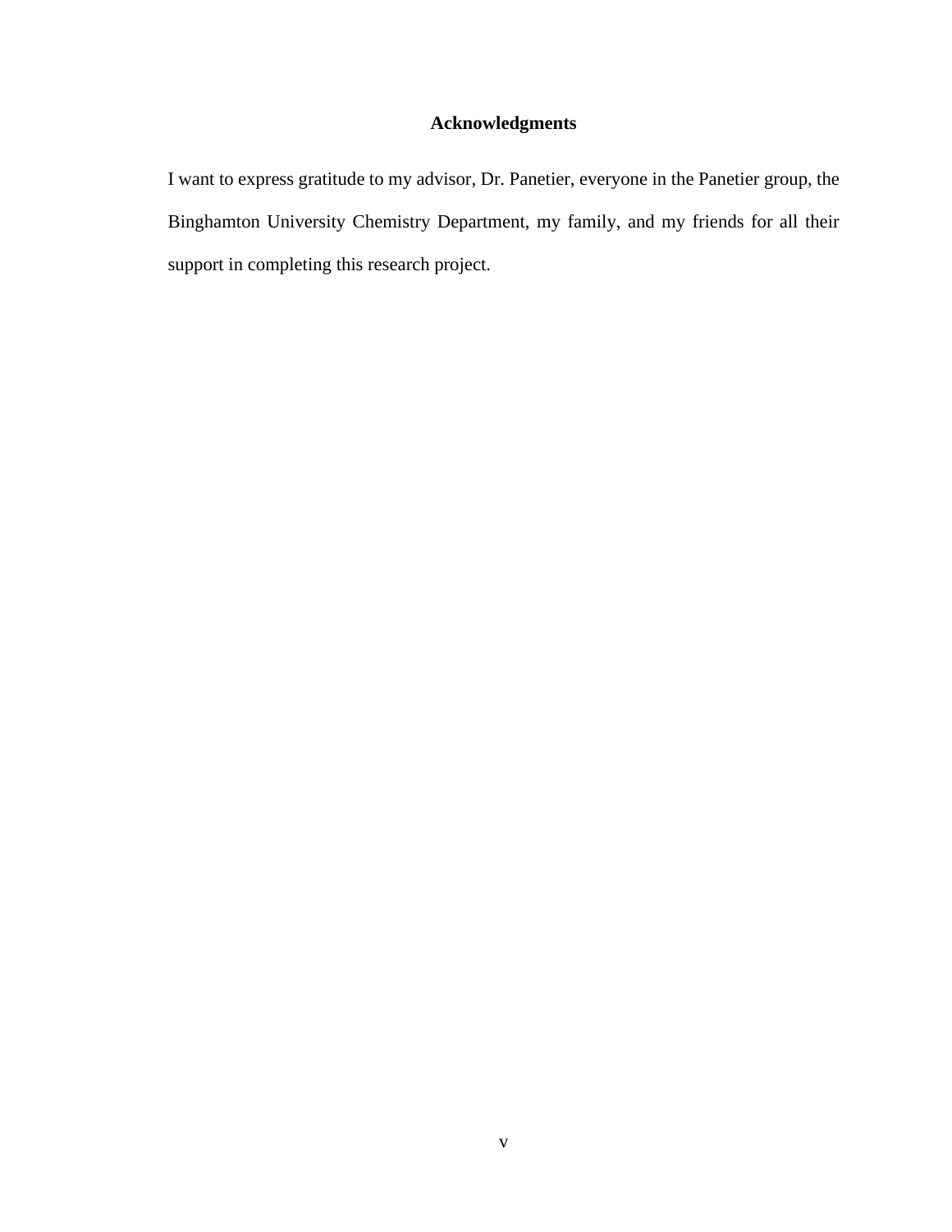# Acknowledgments

I want to express gratitude to my advisor, Dr. Panetier, everyone in the Panetier group, the Binghamton University Chemistry Department, my family, and my friends for all their support in completing this research project.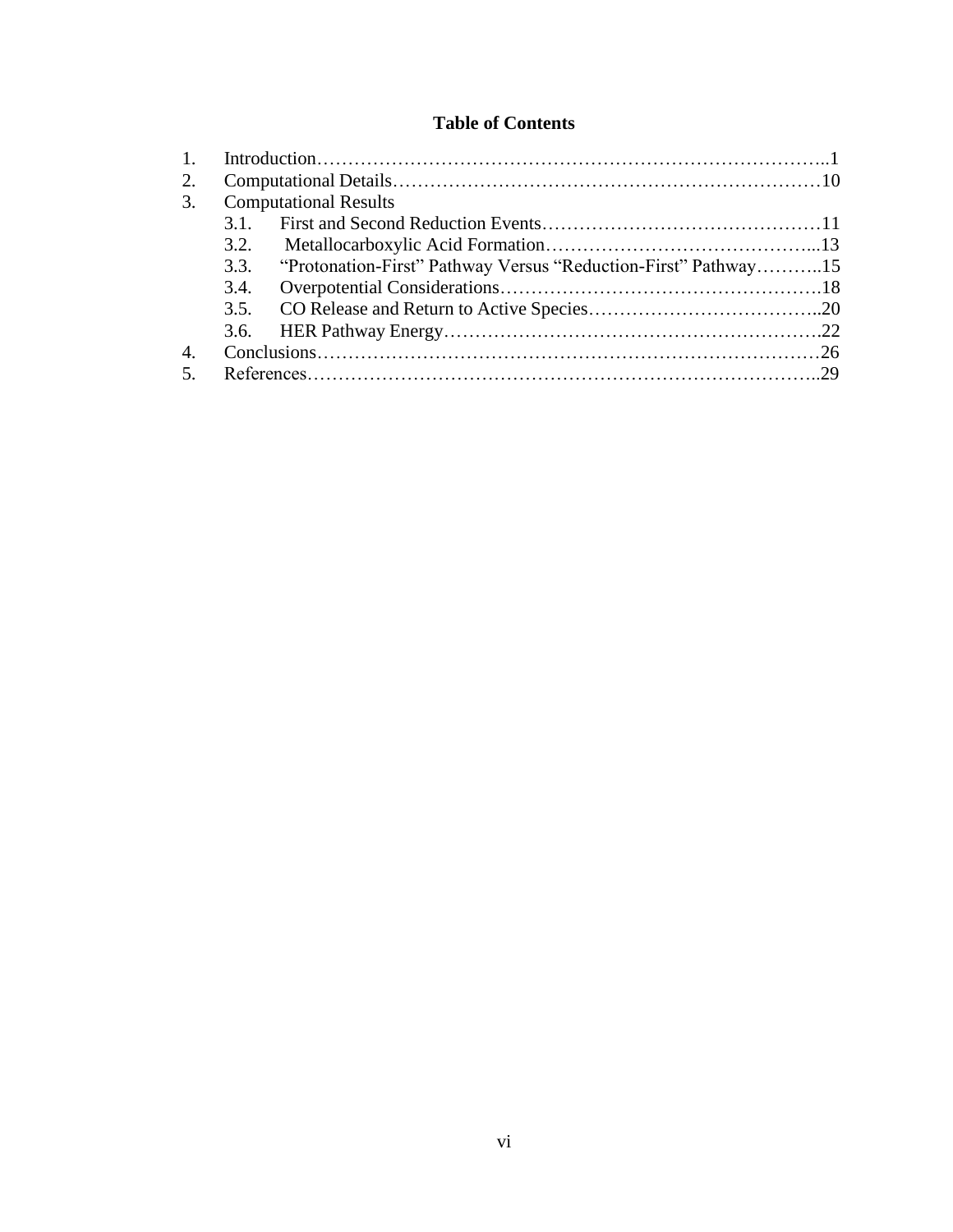## Table of Contents

1. Introduction……………………………………………………………………..1
2. Computational Details……………………………………………………………10
3. Computational Results
    - 3.1. First and Second Reduction Events………………………………………11
    - 3.2. Metallocarboxylic Acid Formation……………………………………...13
    - 3.3. "Protonation-First" Pathway Versus "Reduction-First" Pathway………..15
    - 3.4. Overpotential Considerations…………………………………………….18
    - 3.5. CO Release and Return to Active Species………………………………..20
    - 3.6. HER Pathway Energy…………………………………………………….22
4. Conclusions………………………………………………………………………26
5. References………………………………………………………………………..29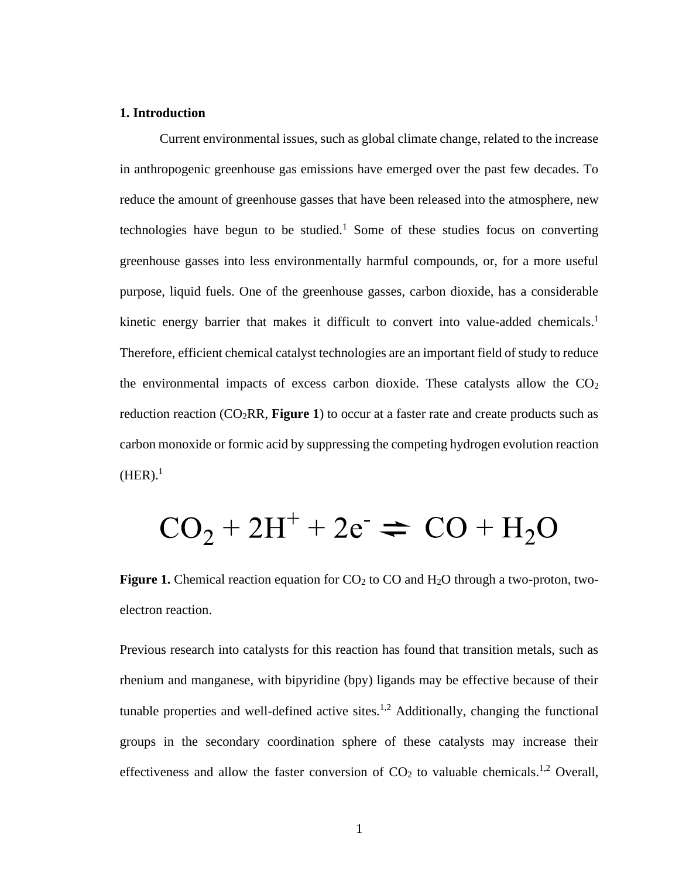## 1. Introduction

Current environmental issues, such as global climate change, related to the increase in anthropogenic greenhouse gas emissions have emerged over the past few decades. To reduce the amount of greenhouse gasses that have been released into the atmosphere, new technologies have begun to be studied.[1] Some of these studies focus on converting greenhouse gasses into less environmentally harmful compounds, or, for a more useful purpose, liquid fuels. One of the greenhouse gasses, carbon dioxide, has a considerable kinetic energy barrier that makes it difficult to convert into value-added chemicals.[1] Therefore, efficient chemical catalyst technologies are an important field of study to reduce the environmental impacts of excess carbon dioxide. These catalysts allow the $CO_2$ reduction reaction ($CO_2$RR, **Figure 1**) to occur at a faster rate and create products such as carbon monoxide or formic acid by suppressing the competing hydrogen evolution reaction (HER).[1]

$$CO_2 + 2H^+ + 2e^- \rightleftharpoons CO + H_2O$$

**Figure 1.** Chemical reaction equation for $CO_2$ to CO and $H_2O$ through a two-proton, two-electron reaction.

Previous research into catalysts for this reaction has found that transition metals, such as rhenium and manganese, with bipyridine (bpy) ligands may be effective because of their tunable properties and well-defined active sites.[1,2] Additionally, changing the functional groups in the secondary coordination sphere of these catalysts may increase their effectiveness and allow the faster conversion of $CO_2$ to valuable chemicals.[1,2] Overall,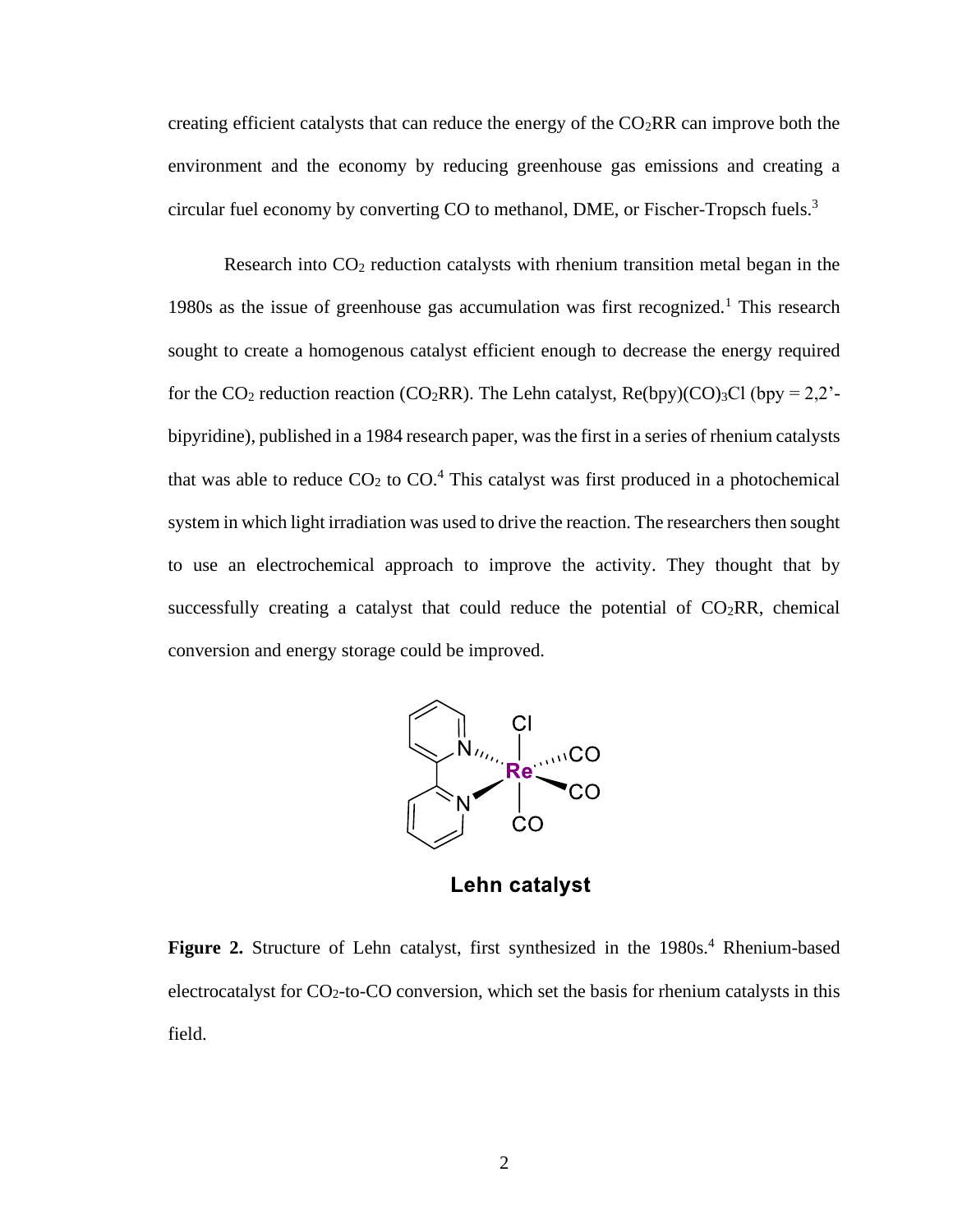creating efficient catalysts that can reduce the energy of the $CO_2$RR can improve both the environment and the economy by reducing greenhouse gas emissions and creating a circular fuel economy by converting CO to methanol, DME, or Fischer-Tropsch fuels.[3]

Research into $CO_2$ reduction catalysts with rhenium transition metal began in the 1980s as the issue of greenhouse gas accumulation was first recognized.[1] This research sought to create a homogenous catalyst efficient enough to decrease the energy required for the $CO_2$ reduction reaction ($CO_2$RR). The Lehn catalyst, Re(bpy)$(CO)_3$Cl (bpy = 2,2'-bipyridine), published in a 1984 research paper, was the first in a series of rhenium catalysts that was able to reduce $CO_2$ to CO.[4] This catalyst was first produced in a photochemical system in which light irradiation was used to drive the reaction. The researchers then sought to use an electrochemical approach to improve the activity. They thought that by successfully creating a catalyst that could reduce the potential of $CO_2$RR, chemical conversion and energy storage could be improved.

**Figure 2.** Structure of Lehn catalyst, first synthesized in the 1980s.[4] Rhenium-based electrocatalyst for $CO_2$-to-CO conversion, which set the basis for rhenium catalysts in this field.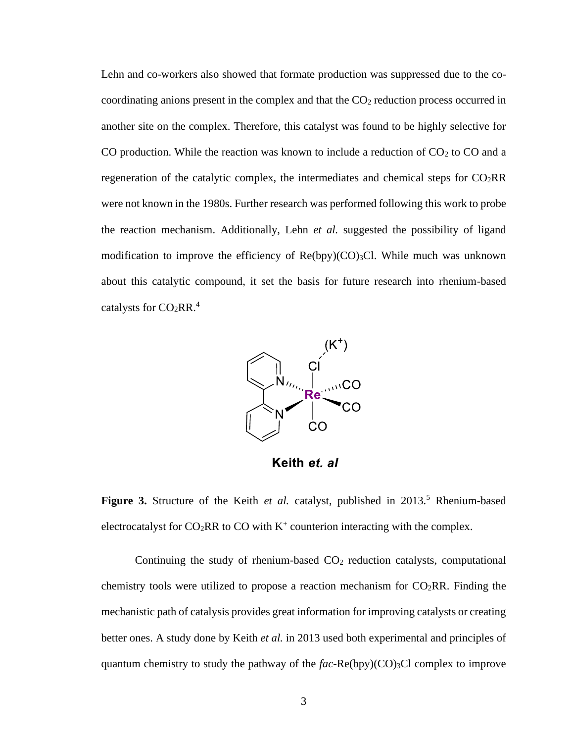Lehn and co-workers also showed that formate production was suppressed due to the co-coordinating anions present in the complex and that the $CO_2$ reduction process occurred in another site on the complex. Therefore, this catalyst was found to be highly selective for CO production. While the reaction was known to include a reduction of $CO_2$ to CO and a regeneration of the catalytic complex, the intermediates and chemical steps for $CO_2$RR were not known in the 1980s. Further research was performed following this work to probe the reaction mechanism. Additionally, Lehn *et al.* suggested the possibility of ligand modification to improve the efficiency of $Re(bpy)(CO)_3Cl$. While much was unknown about this catalytic compound, it set the basis for future research into rhenium-based catalysts for $CO_2$RR.[4]

**Figure 3.** Structure of the Keith *et al.* catalyst, published in 2013.[5] Rhenium-based electrocatalyst for $CO_2$RR to CO with $K^+$ counterion interacting with the complex.

Continuing the study of rhenium-based $CO_2$ reduction catalysts, computational chemistry tools were utilized to propose a reaction mechanism for $CO_2$RR. Finding the mechanistic path of catalysis provides great information for improving catalysts or creating better ones. A study done by Keith *et al.* in 2013 used both experimental and principles of quantum chemistry to study the pathway of the *fac*-$Re(bpy)(CO)_3Cl$ complex to improve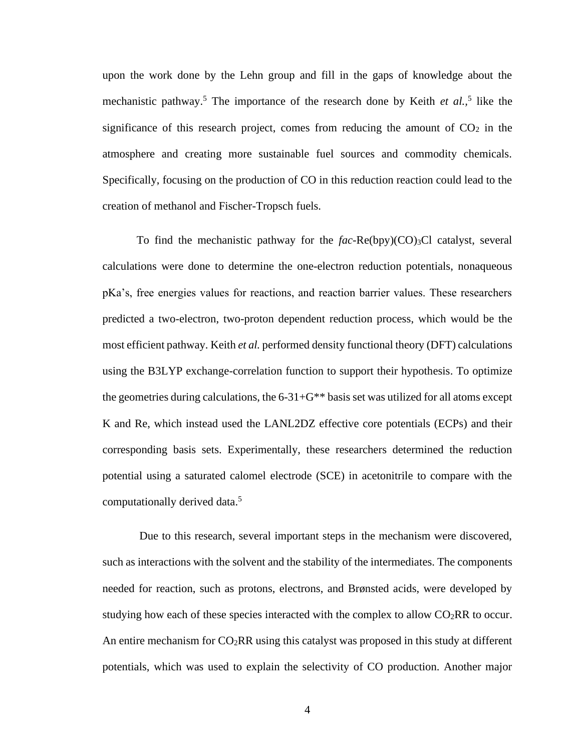upon the work done by the Lehn group and fill in the gaps of knowledge about the mechanistic pathway.[5] The importance of the research done by Keith *et al.*,[5] like the significance of this research project, comes from reducing the amount of $CO_2$ in the atmosphere and creating more sustainable fuel sources and commodity chemicals. Specifically, focusing on the production of CO in this reduction reaction could lead to the creation of methanol and Fischer-Tropsch fuels.

To find the mechanistic pathway for the *fac*-Re(bpy)$(CO)_3$Cl catalyst, several calculations were done to determine the one-electron reduction potentials, nonaqueous pKa's, free energies values for reactions, and reaction barrier values. These researchers predicted a two-electron, two-proton dependent reduction process, which would be the most efficient pathway. Keith *et al.* performed density functional theory (DFT) calculations using the B3LYP exchange-correlation function to support their hypothesis. To optimize the geometries during calculations, the 6-31+G** basis set was utilized for all atoms except K and Re, which instead used the LANL2DZ effective core potentials (ECPs) and their corresponding basis sets. Experimentally, these researchers determined the reduction potential using a saturated calomel electrode (SCE) in acetonitrile to compare with the computationally derived data.[5]

Due to this research, several important steps in the mechanism were discovered, such as interactions with the solvent and the stability of the intermediates. The components needed for reaction, such as protons, electrons, and Brønsted acids, were developed by studying how each of these species interacted with the complex to allow $CO_2$RR to occur. An entire mechanism for $CO_2$RR using this catalyst was proposed in this study at different potentials, which was used to explain the selectivity of CO production. Another major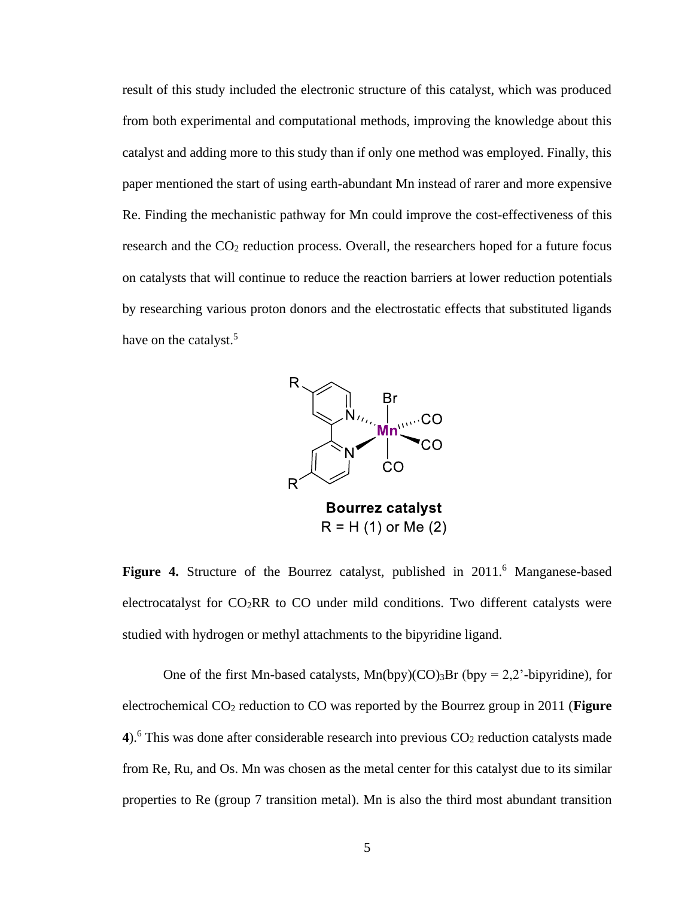result of this study included the electronic structure of this catalyst, which was produced from both experimental and computational methods, improving the knowledge about this catalyst and adding more to this study than if only one method was employed. Finally, this paper mentioned the start of using earth-abundant Mn instead of rarer and more expensive Re. Finding the mechanistic pathway for Mn could improve the cost-effectiveness of this research and the $CO_2$ reduction process. Overall, the researchers hoped for a future focus on catalysts that will continue to reduce the reaction barriers at lower reduction potentials by researching various proton donors and the electrostatic effects that substituted ligands have on the catalyst.[5]

**Bourrez catalyst**
R = H (1) or Me (2)

**Figure 4.** Structure of the Bourrez catalyst, published in 2011.[6] Manganese-based electrocatalyst for $CO_2$RR to CO under mild conditions. Two different catalysts were studied with hydrogen or methyl attachments to the bipyridine ligand.

One of the first Mn-based catalysts, Mn(bpy)$(CO)_3$Br (bpy = 2,2'-bipyridine), for electrochemical $CO_2$ reduction to CO was reported by the Bourrez group in 2011 (**Figure 4**).[6] This was done after considerable research into previous $CO_2$ reduction catalysts made from Re, Ru, and Os. Mn was chosen as the metal center for this catalyst due to its similar properties to Re (group 7 transition metal). Mn is also the third most abundant transition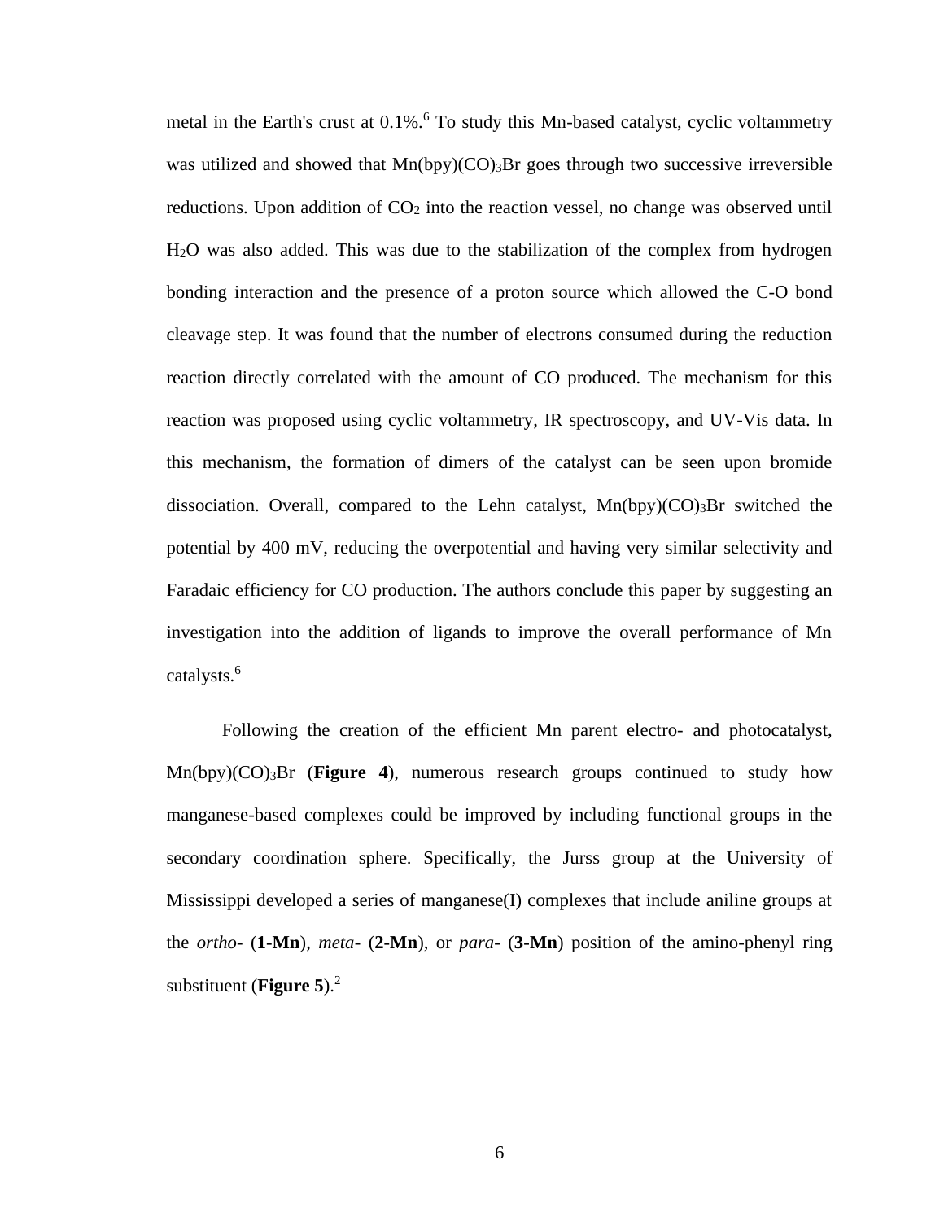metal in the Earth's crust at 0.1%.[6] To study this Mn-based catalyst, cyclic voltammetry was utilized and showed that Mn(bpy)$(CO)_3$Br goes through two successive irreversible reductions. Upon addition of $CO_2$ into the reaction vessel, no change was observed until $H_2O$ was also added. This was due to the stabilization of the complex from hydrogen bonding interaction and the presence of a proton source which allowed the C-O bond cleavage step. It was found that the number of electrons consumed during the reduction reaction directly correlated with the amount of CO produced. The mechanism for this reaction was proposed using cyclic voltammetry, IR spectroscopy, and UV-Vis data. In this mechanism, the formation of dimers of the catalyst can be seen upon bromide dissociation. Overall, compared to the Lehn catalyst, Mn(bpy)$(CO)_3$Br switched the potential by 400 mV, reducing the overpotential and having very similar selectivity and Faradaic efficiency for CO production. The authors conclude this paper by suggesting an investigation into the addition of ligands to improve the overall performance of Mn catalysts.[6]

Following the creation of the efficient Mn parent electro- and photocatalyst, Mn(bpy)$(CO)_3$Br (**Figure 4**), numerous research groups continued to study how manganese-based complexes could be improved by including functional groups in the secondary coordination sphere. Specifically, the Jurss group at the University of Mississippi developed a series of manganese(I) complexes that include aniline groups at the *ortho-* (**1-Mn**), *meta-* (**2-Mn**), or *para-* (**3-Mn**) position of the amino-phenyl ring substituent (**Figure 5**).[2]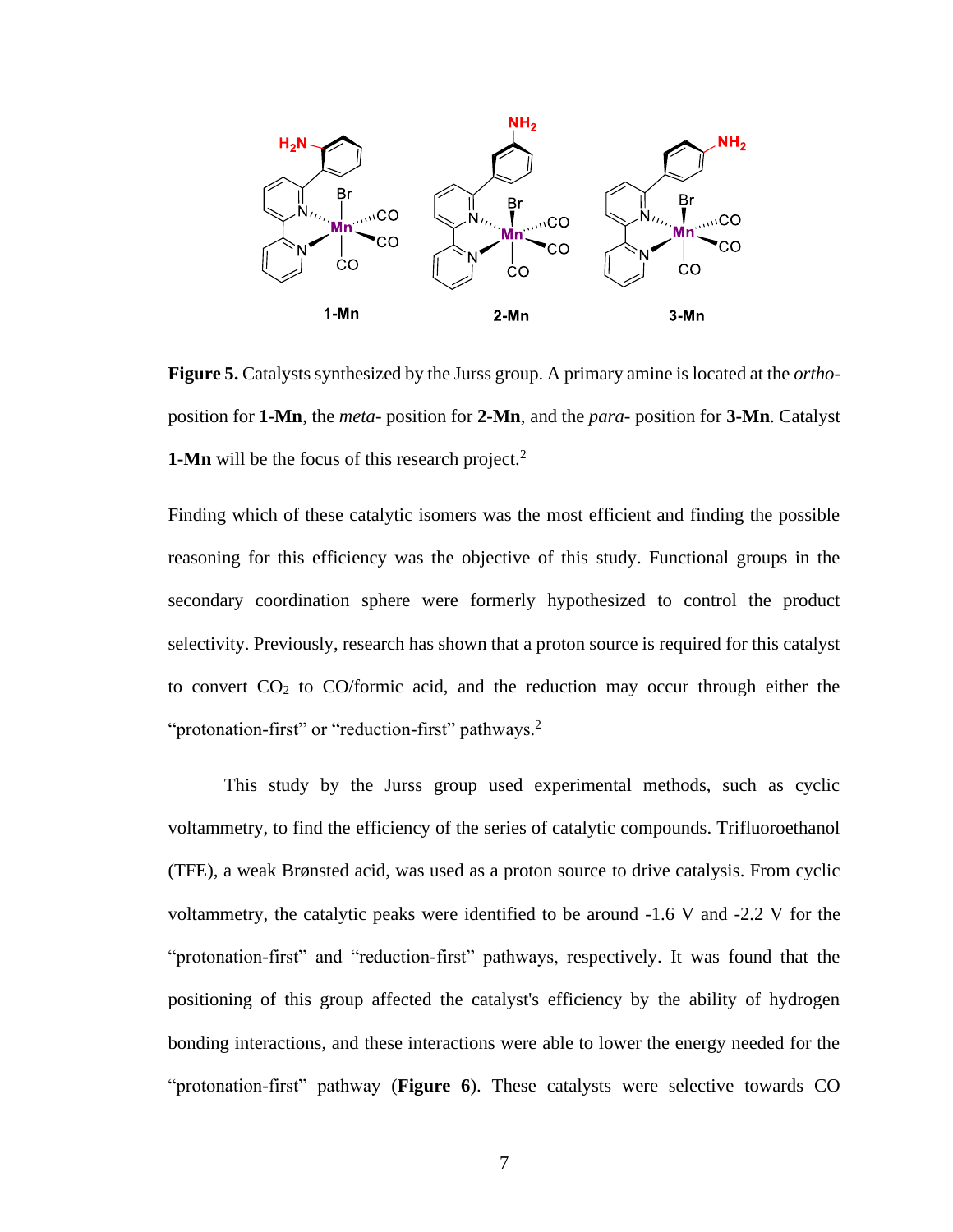**Figure 5.** Catalysts synthesized by the Jurss group. A primary amine is located at the *ortho*-position for **1-Mn**, the *meta*- position for **2-Mn**, and the *para*- position for **3-Mn**. Catalyst **1-Mn** will be the focus of this research project.[2]

Finding which of these catalytic isomers was the most efficient and finding the possible reasoning for this efficiency was the objective of this study. Functional groups in the secondary coordination sphere were formerly hypothesized to control the product selectivity. Previously, research has shown that a proton source is required for this catalyst to convert $CO_2$ to CO/formic acid, and the reduction may occur through either the "protonation-first" or "reduction-first" pathways.[2]

This study by the Jurss group used experimental methods, such as cyclic voltammetry, to find the efficiency of the series of catalytic compounds. Trifluoroethanol (TFE), a weak Brønsted acid, was used as a proton source to drive catalysis. From cyclic voltammetry, the catalytic peaks were identified to be around -1.6 V and -2.2 V for the "protonation-first" and "reduction-first" pathways, respectively. It was found that the positioning of this group affected the catalyst's efficiency by the ability of hydrogen bonding interactions, and these interactions were able to lower the energy needed for the "protonation-first" pathway (**Figure 6**). These catalysts were selective towards CO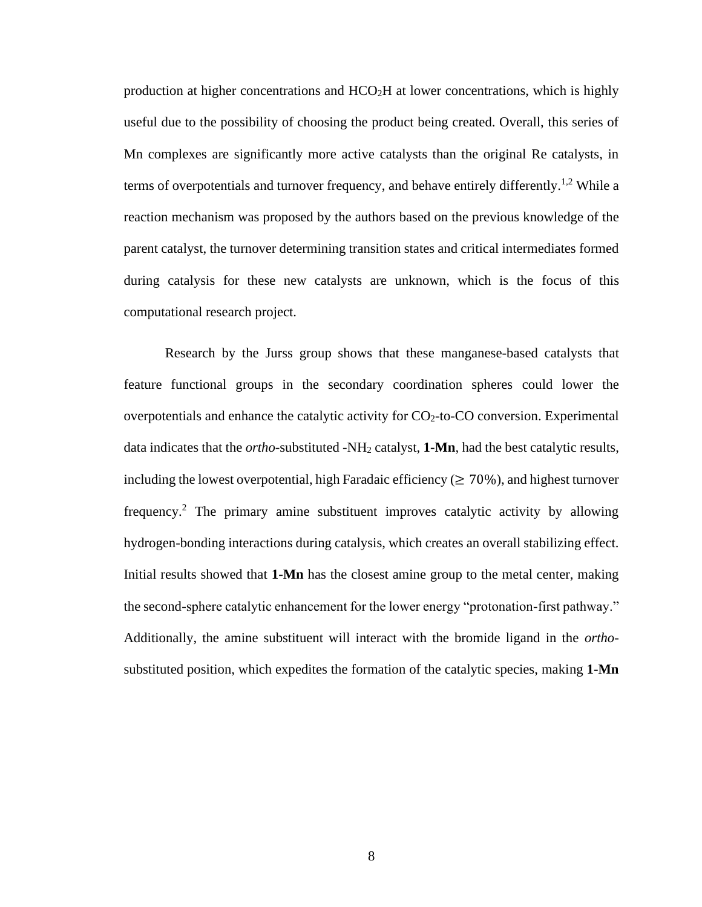production at higher concentrations and $HCO_2H$ at lower concentrations, which is highly useful due to the possibility of choosing the product being created. Overall, this series of Mn complexes are significantly more active catalysts than the original Re catalysts, in terms of overpotentials and turnover frequency, and behave entirely differently.[1,2] While a reaction mechanism was proposed by the authors based on the previous knowledge of the parent catalyst, the turnover determining transition states and critical intermediates formed during catalysis for these new catalysts are unknown, which is the focus of this computational research project.

Research by the Jurss group shows that these manganese-based catalysts that feature functional groups in the secondary coordination spheres could lower the overpotentials and enhance the catalytic activity for $CO_2$-to-CO conversion. Experimental data indicates that the *ortho*-substituted -$NH_2$ catalyst, **1-Mn**, had the best catalytic results, including the lowest overpotential, high Faradaic efficiency ($\geq 70\%$), and highest turnover frequency.[2] The primary amine substituent improves catalytic activity by allowing hydrogen-bonding interactions during catalysis, which creates an overall stabilizing effect. Initial results showed that **1-Mn** has the closest amine group to the metal center, making the second-sphere catalytic enhancement for the lower energy "protonation-first pathway." Additionally, the amine substituent will interact with the bromide ligand in the *ortho*-substituted position, which expedites the formation of the catalytic species, making **1-Mn**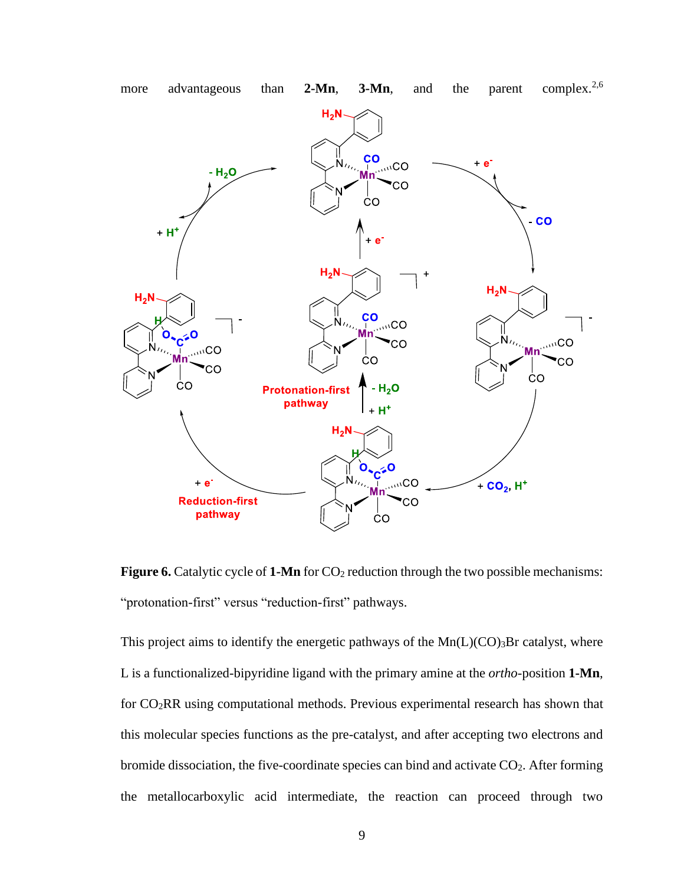more advantageous than **2-Mn**, **3-Mn**, and the parent complex.[2,6]

**Figure 6.** Catalytic cycle of **1-Mn** for $CO_2$ reduction through the two possible mechanisms: "protonation-first" versus "reduction-first" pathways.

This project aims to identify the energetic pathways of the $Mn(L)(CO)_3Br$ catalyst, where L is a functionalized-bipyridine ligand with the primary amine at the *ortho*-position **1-Mn**, for $CO_2RR$ using computational methods. Previous experimental research has shown that this molecular species functions as the pre-catalyst, and after accepting two electrons and bromide dissociation, the five-coordinate species can bind and activate $CO_2$. After forming the metallocarboxylic acid intermediate, the reaction can proceed through two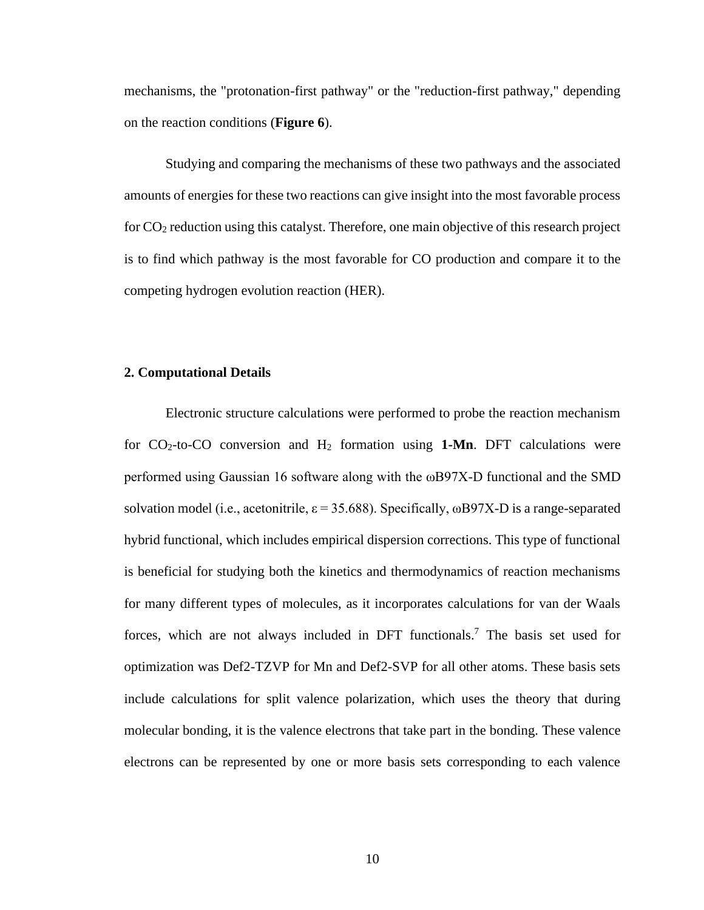mechanisms, the "protonation-first pathway" or the "reduction-first pathway," depending on the reaction conditions (**Figure 6**).

Studying and comparing the mechanisms of these two pathways and the associated amounts of energies for these two reactions can give insight into the most favorable process for $CO_2$ reduction using this catalyst. Therefore, one main objective of this research project is to find which pathway is the most favorable for CO production and compare it to the competing hydrogen evolution reaction (HER).

## 2. Computational Details

Electronic structure calculations were performed to probe the reaction mechanism for $CO_2$-to-CO conversion and $H_2$ formation using **1-Mn**. DFT calculations were performed using Gaussian 16 software along with the ωB97X-D functional and the SMD solvation model (i.e., acetonitrile, $\varepsilon = 35.688$). Specifically, ωB97X-D is a range-separated hybrid functional, which includes empirical dispersion corrections. This type of functional is beneficial for studying both the kinetics and thermodynamics of reaction mechanisms for many different types of molecules, as it incorporates calculations for van der Waals forces, which are not always included in DFT functionals.[7] The basis set used for optimization was Def2-TZVP for Mn and Def2-SVP for all other atoms. These basis sets include calculations for split valence polarization, which uses the theory that during molecular bonding, it is the valence electrons that take part in the bonding. These valence electrons can be represented by one or more basis sets corresponding to each valence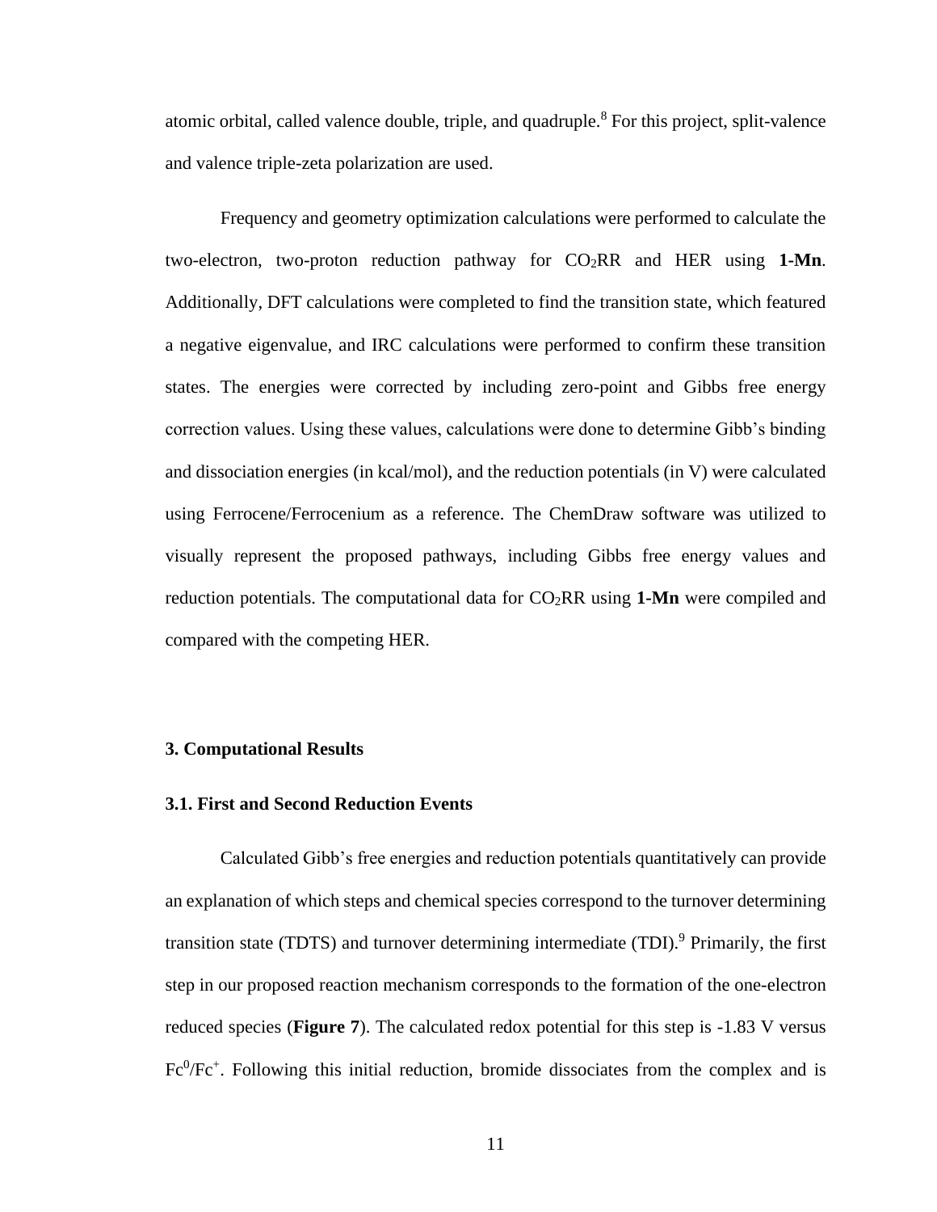atomic orbital, called valence double, triple, and quadruple.[8] For this project, split-valence and valence triple-zeta polarization are used.

Frequency and geometry optimization calculations were performed to calculate the two-electron, two-proton reduction pathway for $CO_2$RR and HER using **1-Mn**. Additionally, DFT calculations were completed to find the transition state, which featured a negative eigenvalue, and IRC calculations were performed to confirm these transition states. The energies were corrected by including zero-point and Gibbs free energy correction values. Using these values, calculations were done to determine Gibb's binding and dissociation energies (in kcal/mol), and the reduction potentials (in V) were calculated using Ferrocene/Ferrocenium as a reference. The ChemDraw software was utilized to visually represent the proposed pathways, including Gibbs free energy values and reduction potentials. The computational data for $CO_2$RR using **1-Mn** were compiled and compared with the competing HER.

## 3. Computational Results

### 3.1. First and Second Reduction Events

Calculated Gibb's free energies and reduction potentials quantitatively can provide an explanation of which steps and chemical species correspond to the turnover determining transition state (TDTS) and turnover determining intermediate (TDI).[9] Primarily, the first step in our proposed reaction mechanism corresponds to the formation of the one-electron reduced species (**Figure 7**). The calculated redox potential for this step is -1.83 V versus $Fc^0/Fc^+$. Following this initial reduction, bromide dissociates from the complex and is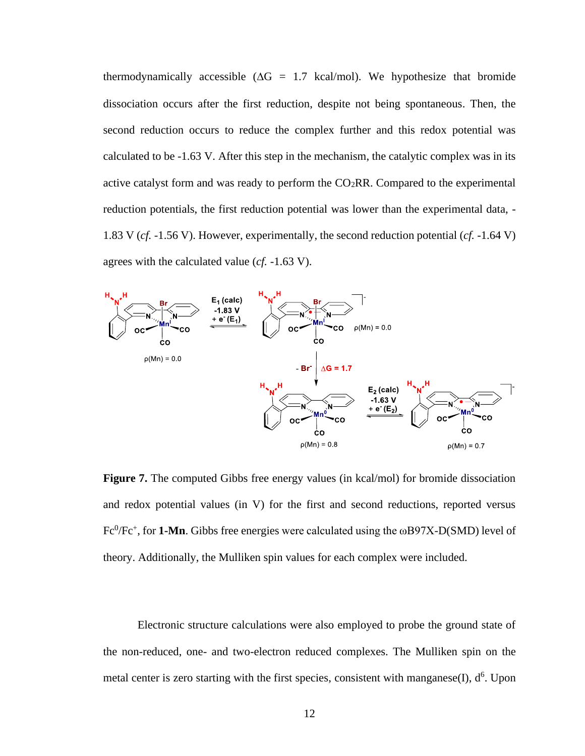thermodynamically accessible (ΔG = 1.7 kcal/mol). We hypothesize that bromide dissociation occurs after the first reduction, despite not being spontaneous. Then, the second reduction occurs to reduce the complex further and this redox potential was calculated to be -1.63 V. After this step in the mechanism, the catalytic complex was in its active catalyst form and was ready to perform the $CO_2$RR. Compared to the experimental reduction potentials, the first reduction potential was lower than the experimental data, -1.83 V (*cf.* -1.56 V). However, experimentally, the second reduction potential (*cf.* -1.64 V) agrees with the calculated value (*cf.* -1.63 V).

**Figure 7.** The computed Gibbs free energy values (in kcal/mol) for bromide dissociation and redox potential values (in V) for the first and second reductions, reported versus $Fc^0/Fc^+$, for **1-Mn**. Gibbs free energies were calculated using the ωB97X-D(SMD) level of theory. Additionally, the Mulliken spin values for each complex were included.

Electronic structure calculations were also employed to probe the ground state of the non-reduced, one- and two-electron reduced complexes. The Mulliken spin on the metal center is zero starting with the first species, consistent with manganese(I), $d^6$. Upon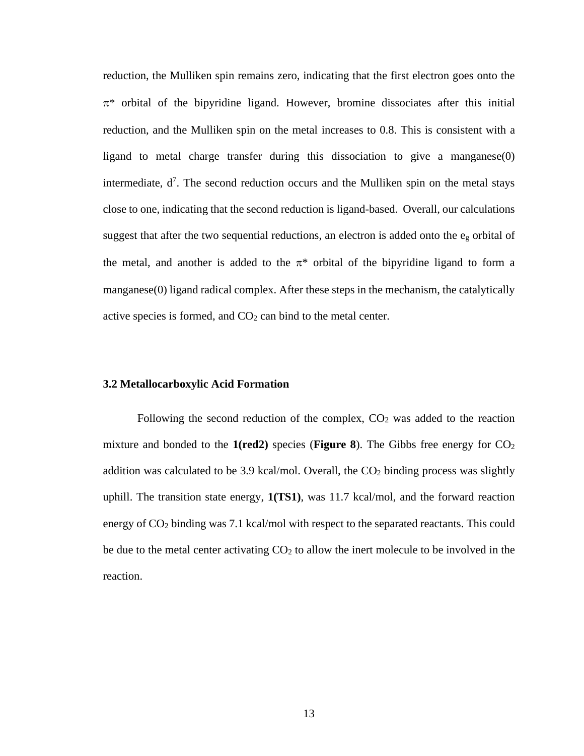reduction, the Mulliken spin remains zero, indicating that the first electron goes onto the π* orbital of the bipyridine ligand. However, bromine dissociates after this initial reduction, and the Mulliken spin on the metal increases to 0.8. This is consistent with a ligand to metal charge transfer during this dissociation to give a manganese(0) intermediate, $d^7$. The second reduction occurs and the Mulliken spin on the metal stays close to one, indicating that the second reduction is ligand-based. Overall, our calculations suggest that after the two sequential reductions, an electron is added onto the $e_g$ orbital of the metal, and another is added to the π* orbital of the bipyridine ligand to form a manganese(0) ligand radical complex. After these steps in the mechanism, the catalytically active species is formed, and $CO_2$ can bind to the metal center.

### 3.2 Metallocarboxylic Acid Formation

Following the second reduction of the complex, $CO_2$ was added to the reaction mixture and bonded to the **1(red2)** species (**Figure 8**). The Gibbs free energy for $CO_2$ addition was calculated to be 3.9 kcal/mol. Overall, the $CO_2$ binding process was slightly uphill. The transition state energy, **1(TS1)**, was 11.7 kcal/mol, and the forward reaction energy of $CO_2$ binding was 7.1 kcal/mol with respect to the separated reactants. This could be due to the metal center activating $CO_2$ to allow the inert molecule to be involved in the reaction.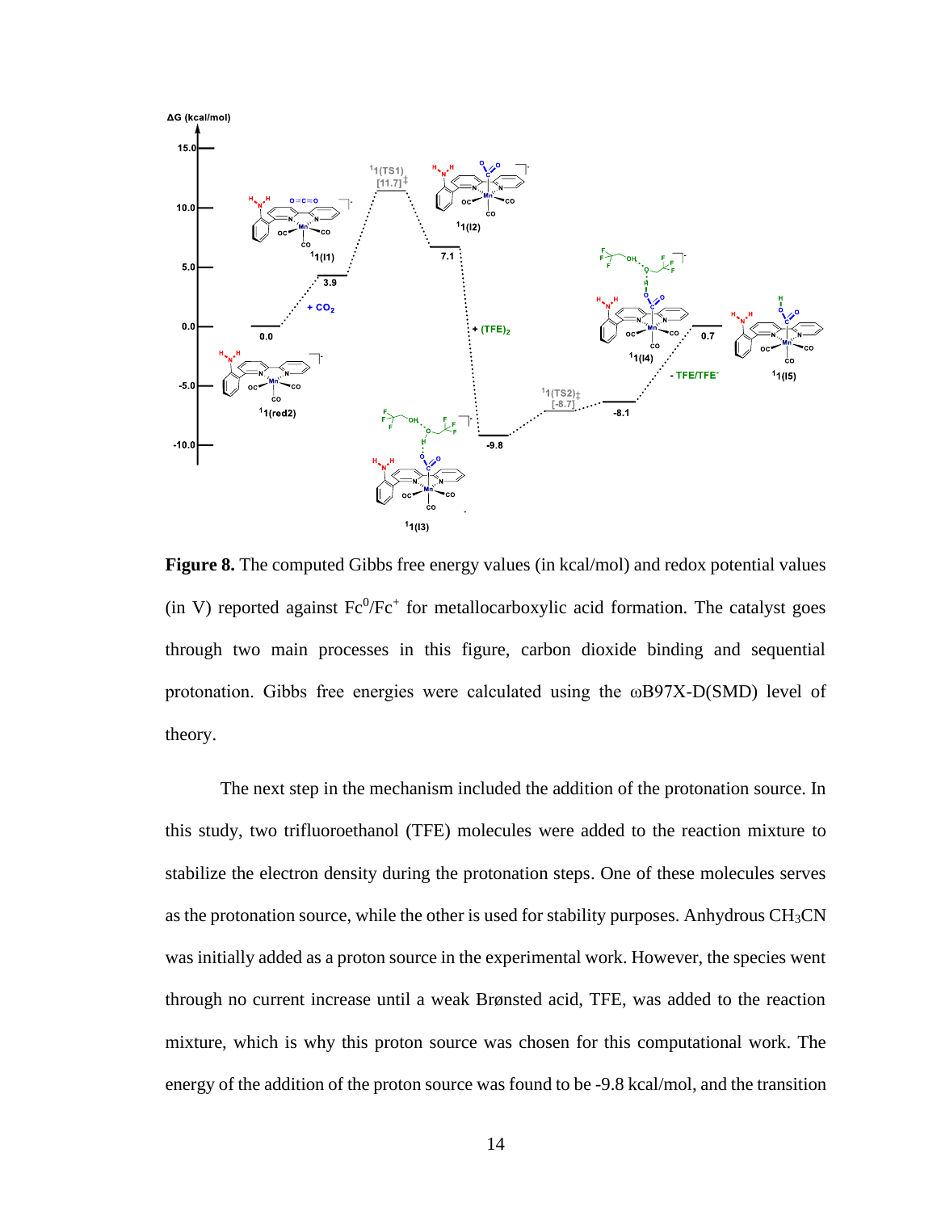**Figure 8.** The computed Gibbs free energy values (in kcal/mol) and redox potential values (in V) reported against $Fc^0/Fc^+$ for metallocarboxylic acid formation. The catalyst goes through two main processes in this figure, carbon dioxide binding and sequential protonation. Gibbs free energies were calculated using the ωB97X-D(SMD) level of theory.

The next step in the mechanism included the addition of the protonation source. In this study, two trifluoroethanol (TFE) molecules were added to the reaction mixture to stabilize the electron density during the protonation steps. One of these molecules serves as the protonation source, while the other is used for stability purposes. Anhydrous $CH_3CN$ was initially added as a proton source in the experimental work. However, the species went through no current increase until a weak Brønsted acid, TFE, was added to the reaction mixture, which is why this proton source was chosen for this computational work. The energy of the addition of the proton source was found to be -9.8 kcal/mol, and the transition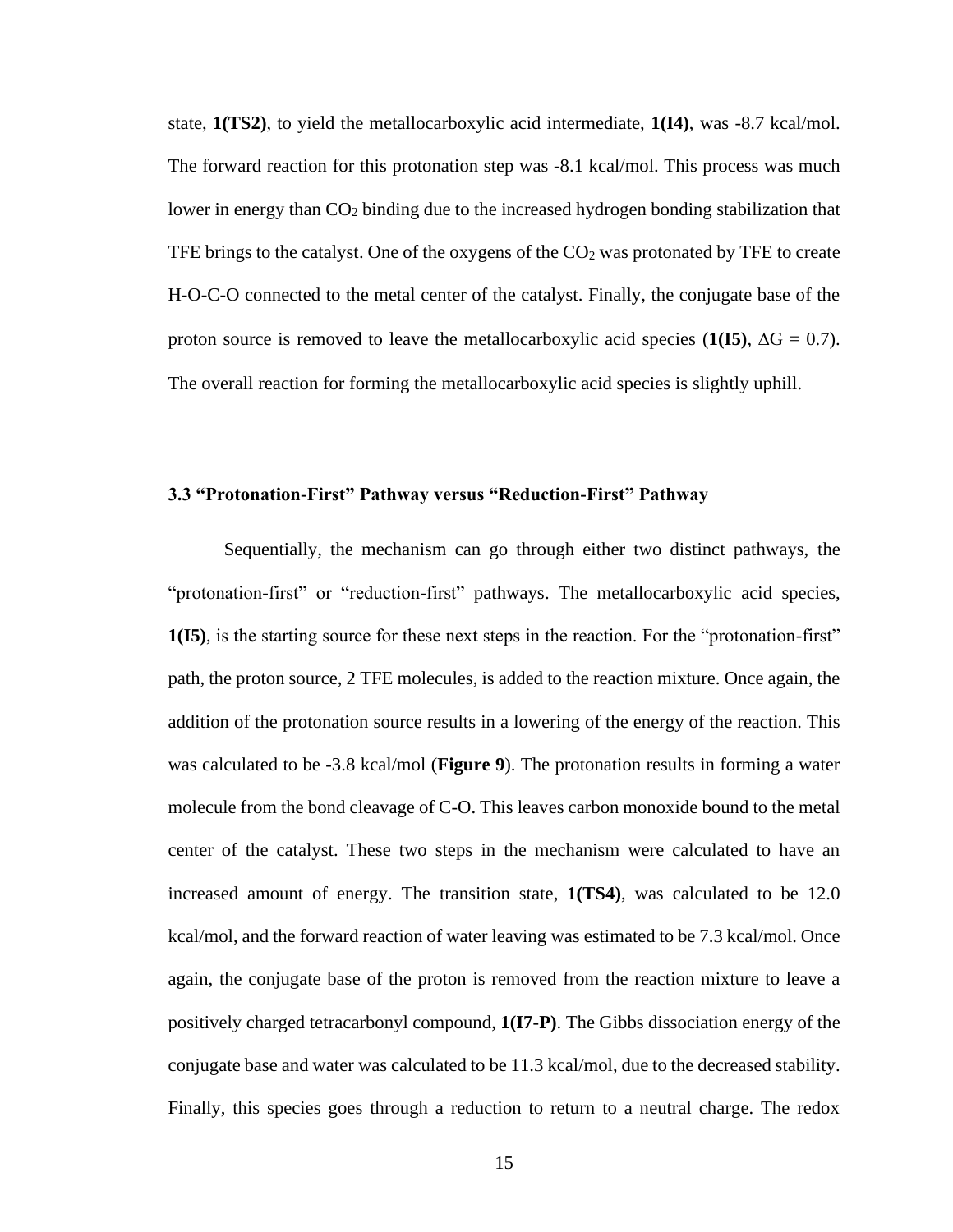state, **1(TS2)**, to yield the metallocarboxylic acid intermediate, **1(I4)**, was -8.7 kcal/mol. The forward reaction for this protonation step was -8.1 kcal/mol. This process was much lower in energy than $CO_2$ binding due to the increased hydrogen bonding stabilization that TFE brings to the catalyst. One of the oxygens of the $CO_2$ was protonated by TFE to create H-O-C-O connected to the metal center of the catalyst. Finally, the conjugate base of the proton source is removed to leave the metallocarboxylic acid species (**1(I5)**, $\Delta G = 0.7$). The overall reaction for forming the metallocarboxylic acid species is slightly uphill.

### 3.3 "Protonation-First" Pathway versus "Reduction-First" Pathway

Sequentially, the mechanism can go through either two distinct pathways, the "protonation-first" or "reduction-first" pathways. The metallocarboxylic acid species, **1(I5)**, is the starting source for these next steps in the reaction. For the "protonation-first" path, the proton source, 2 TFE molecules, is added to the reaction mixture. Once again, the addition of the protonation source results in a lowering of the energy of the reaction. This was calculated to be -3.8 kcal/mol (**Figure 9**). The protonation results in forming a water molecule from the bond cleavage of C-O. This leaves carbon monoxide bound to the metal center of the catalyst. These two steps in the mechanism were calculated to have an increased amount of energy. The transition state, **1(TS4)**, was calculated to be 12.0 kcal/mol, and the forward reaction of water leaving was estimated to be 7.3 kcal/mol. Once again, the conjugate base of the proton is removed from the reaction mixture to leave a positively charged tetracarbonyl compound, **1(I7-P)**. The Gibbs dissociation energy of the conjugate base and water was calculated to be 11.3 kcal/mol, due to the decreased stability. Finally, this species goes through a reduction to return to a neutral charge. The redox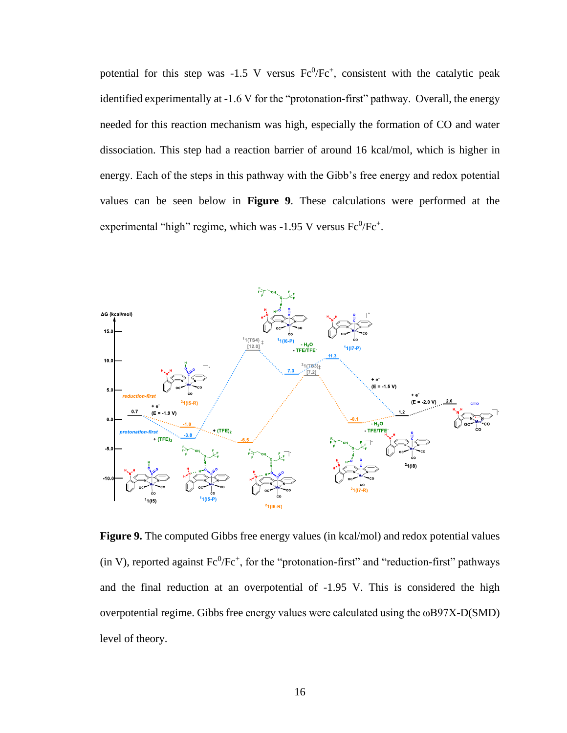potential for this step was -1.5 V versus $Fc^0/Fc^+$, consistent with the catalytic peak identified experimentally at -1.6 V for the "protonation-first" pathway. Overall, the energy needed for this reaction mechanism was high, especially the formation of CO and water dissociation. This step had a reaction barrier of around 16 kcal/mol, which is higher in energy. Each of the steps in this pathway with the Gibb's free energy and redox potential values can be seen below in **Figure 9**. These calculations were performed at the experimental "high" regime, which was -1.95 V versus $Fc^0/Fc^+$.

**Figure 9.** The computed Gibbs free energy values (in kcal/mol) and redox potential values (in V), reported against $Fc^0/Fc^+$, for the "protonation-first" and "reduction-first" pathways and the final reduction at an overpotential of -1.95 V. This is considered the high overpotential regime. Gibbs free energy values were calculated using the ωB97X-D(SMD) level of theory.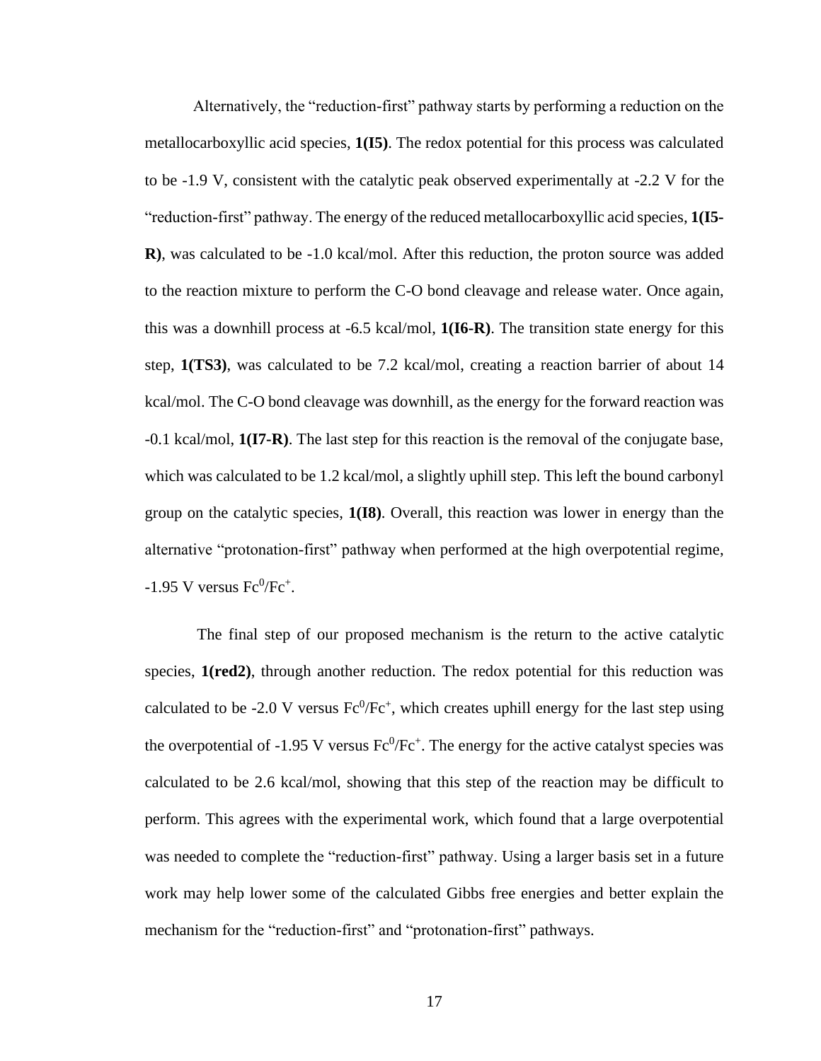Alternatively, the "reduction-first" pathway starts by performing a reduction on the metallocarboxyllic acid species, **1(I5)**. The redox potential for this process was calculated to be -1.9 V, consistent with the catalytic peak observed experimentally at -2.2 V for the "reduction-first" pathway. The energy of the reduced metallocarboxyllic acid species, **1(I5-R)**, was calculated to be -1.0 kcal/mol. After this reduction, the proton source was added to the reaction mixture to perform the C-O bond cleavage and release water. Once again, this was a downhill process at -6.5 kcal/mol, **1(I6-R)**. The transition state energy for this step, **1(TS3)**, was calculated to be 7.2 kcal/mol, creating a reaction barrier of about 14 kcal/mol. The C-O bond cleavage was downhill, as the energy for the forward reaction was -0.1 kcal/mol, **1(I7-R)**. The last step for this reaction is the removal of the conjugate base, which was calculated to be 1.2 kcal/mol, a slightly uphill step. This left the bound carbonyl group on the catalytic species, **1(I8)**. Overall, this reaction was lower in energy than the alternative "protonation-first" pathway when performed at the high overpotential regime, -1.95 V versus $Fc^0/Fc^+$.

The final step of our proposed mechanism is the return to the active catalytic species, **1(red2)**, through another reduction. The redox potential for this reduction was calculated to be -2.0 V versus $Fc^0/Fc^+$, which creates uphill energy for the last step using the overpotential of -1.95 V versus $Fc^0/Fc^+$. The energy for the active catalyst species was calculated to be 2.6 kcal/mol, showing that this step of the reaction may be difficult to perform. This agrees with the experimental work, which found that a large overpotential was needed to complete the "reduction-first" pathway. Using a larger basis set in a future work may help lower some of the calculated Gibbs free energies and better explain the mechanism for the "reduction-first" and "protonation-first" pathways.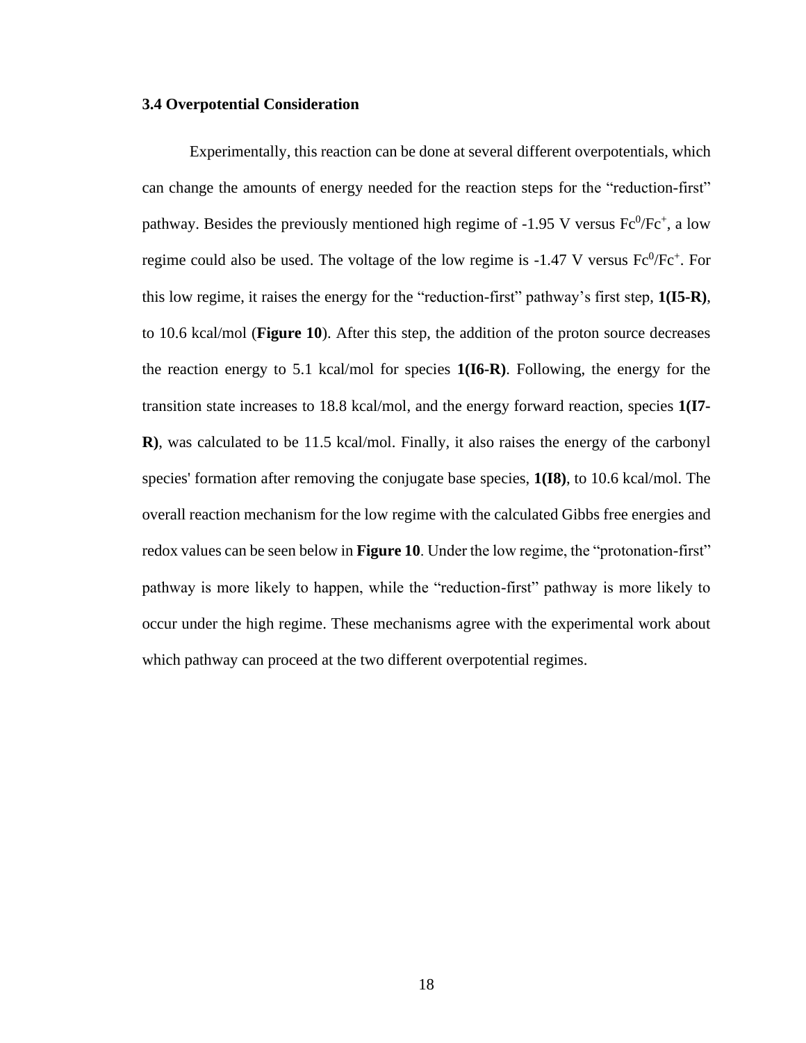### 3.4 Overpotential Consideration

Experimentally, this reaction can be done at several different overpotentials, which can change the amounts of energy needed for the reaction steps for the "reduction-first" pathway. Besides the previously mentioned high regime of -1.95 V versus $Fc^0/Fc^+$, a low regime could also be used. The voltage of the low regime is -1.47 V versus $Fc^0/Fc^+$. For this low regime, it raises the energy for the "reduction-first" pathway's first step, **1(I5-R)**, to 10.6 kcal/mol (**Figure 10**). After this step, the addition of the proton source decreases the reaction energy to 5.1 kcal/mol for species **1(I6-R)**. Following, the energy for the transition state increases to 18.8 kcal/mol, and the energy forward reaction, species **1(I7-R)**, was calculated to be 11.5 kcal/mol. Finally, it also raises the energy of the carbonyl species' formation after removing the conjugate base species, **1(I8)**, to 10.6 kcal/mol. The overall reaction mechanism for the low regime with the calculated Gibbs free energies and redox values can be seen below in **Figure 10**. Under the low regime, the "protonation-first" pathway is more likely to happen, while the "reduction-first" pathway is more likely to occur under the high regime. These mechanisms agree with the experimental work about which pathway can proceed at the two different overpotential regimes.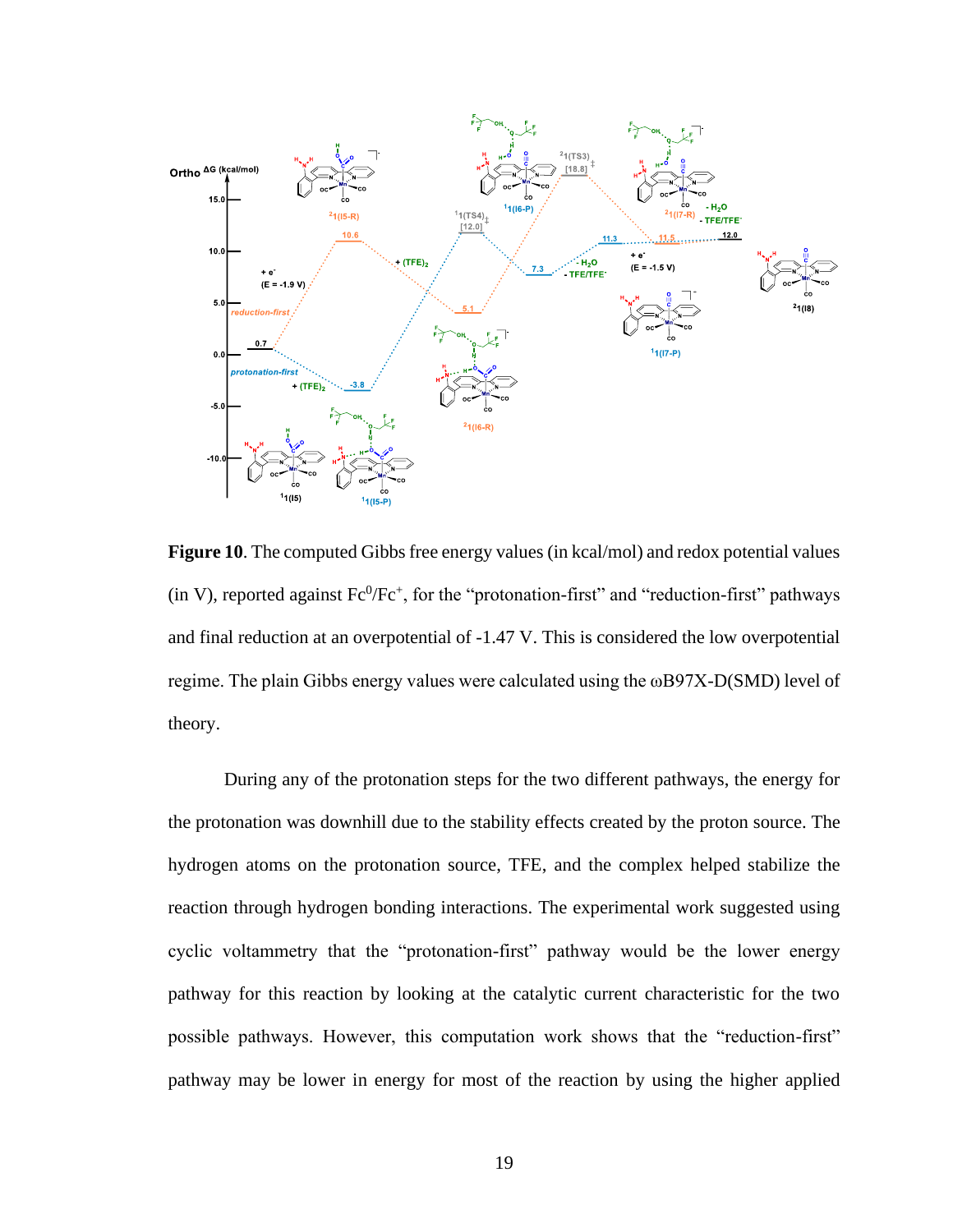**Figure 10**. The computed Gibbs free energy values (in kcal/mol) and redox potential values (in V), reported against $Fc^0/Fc^+$, for the "protonation-first" and "reduction-first" pathways and final reduction at an overpotential of -1.47 V. This is considered the low overpotential regime. The plain Gibbs energy values were calculated using the ωB97X-D(SMD) level of theory.

During any of the protonation steps for the two different pathways, the energy for the protonation was downhill due to the stability effects created by the proton source. The hydrogen atoms on the protonation source, TFE, and the complex helped stabilize the reaction through hydrogen bonding interactions. The experimental work suggested using cyclic voltammetry that the "protonation-first" pathway would be the lower energy pathway for this reaction by looking at the catalytic current characteristic for the two possible pathways. However, this computation work shows that the "reduction-first" pathway may be lower in energy for most of the reaction by using the higher applied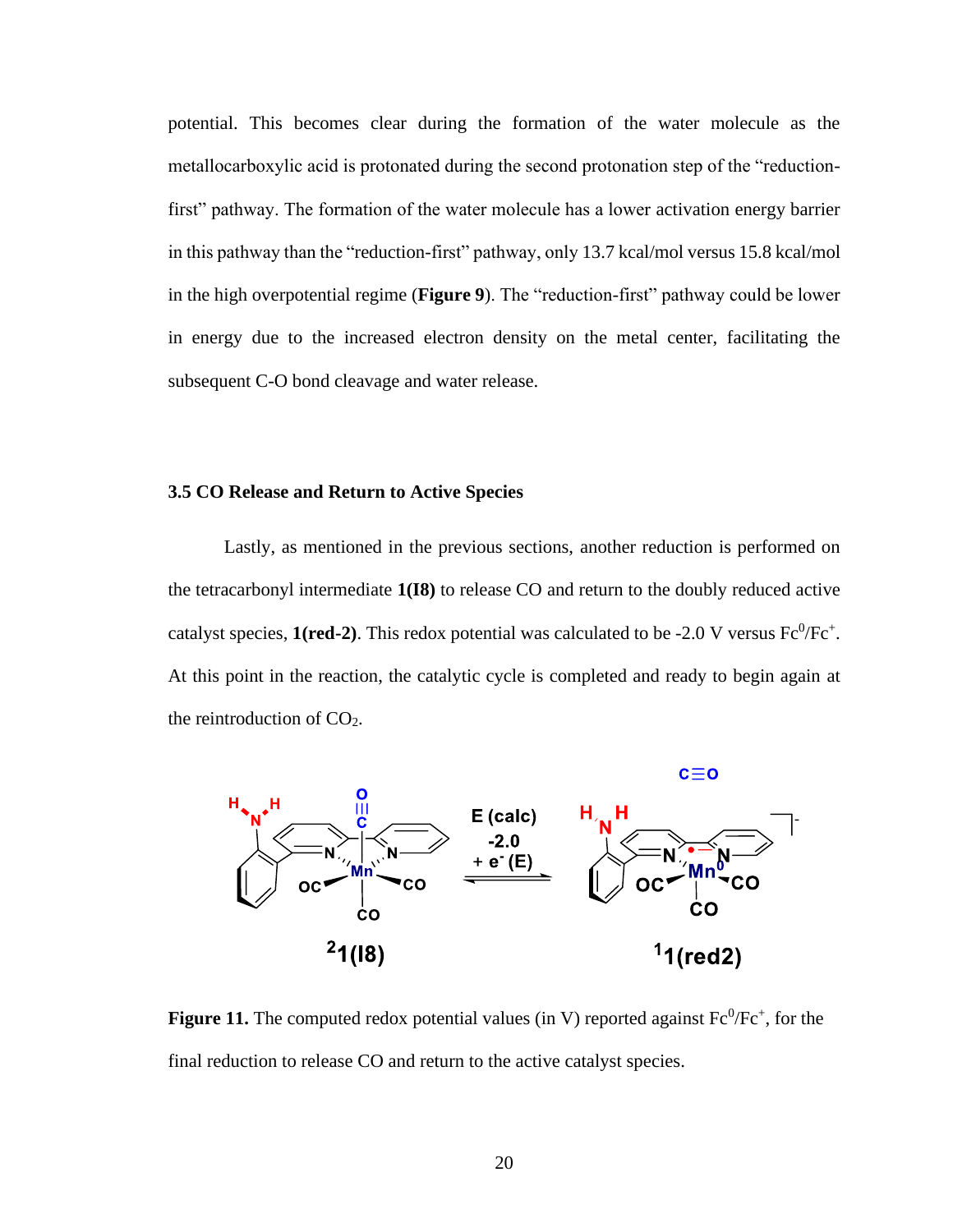potential. This becomes clear during the formation of the water molecule as the metallocarboxylic acid is protonated during the second protonation step of the "reduction-first" pathway. The formation of the water molecule has a lower activation energy barrier in this pathway than the "reduction-first" pathway, only 13.7 kcal/mol versus 15.8 kcal/mol in the high overpotential regime (**Figure 9**). The "reduction-first" pathway could be lower in energy due to the increased electron density on the metal center, facilitating the subsequent C-O bond cleavage and water release.

### 3.5 CO Release and Return to Active Species

Lastly, as mentioned in the previous sections, another reduction is performed on the tetracarbonyl intermediate **1(I8)** to release CO and return to the doubly reduced active catalyst species, **1(red-2)**. This redox potential was calculated to be -2.0 V versus $Fc^0/Fc^+$. At this point in the reaction, the catalytic cycle is completed and ready to begin again at the reintroduction of $CO_2$.

**Figure 11.** The computed redox potential values (in V) reported against $Fc^0/Fc^+$, for the final reduction to release CO and return to the active catalyst species.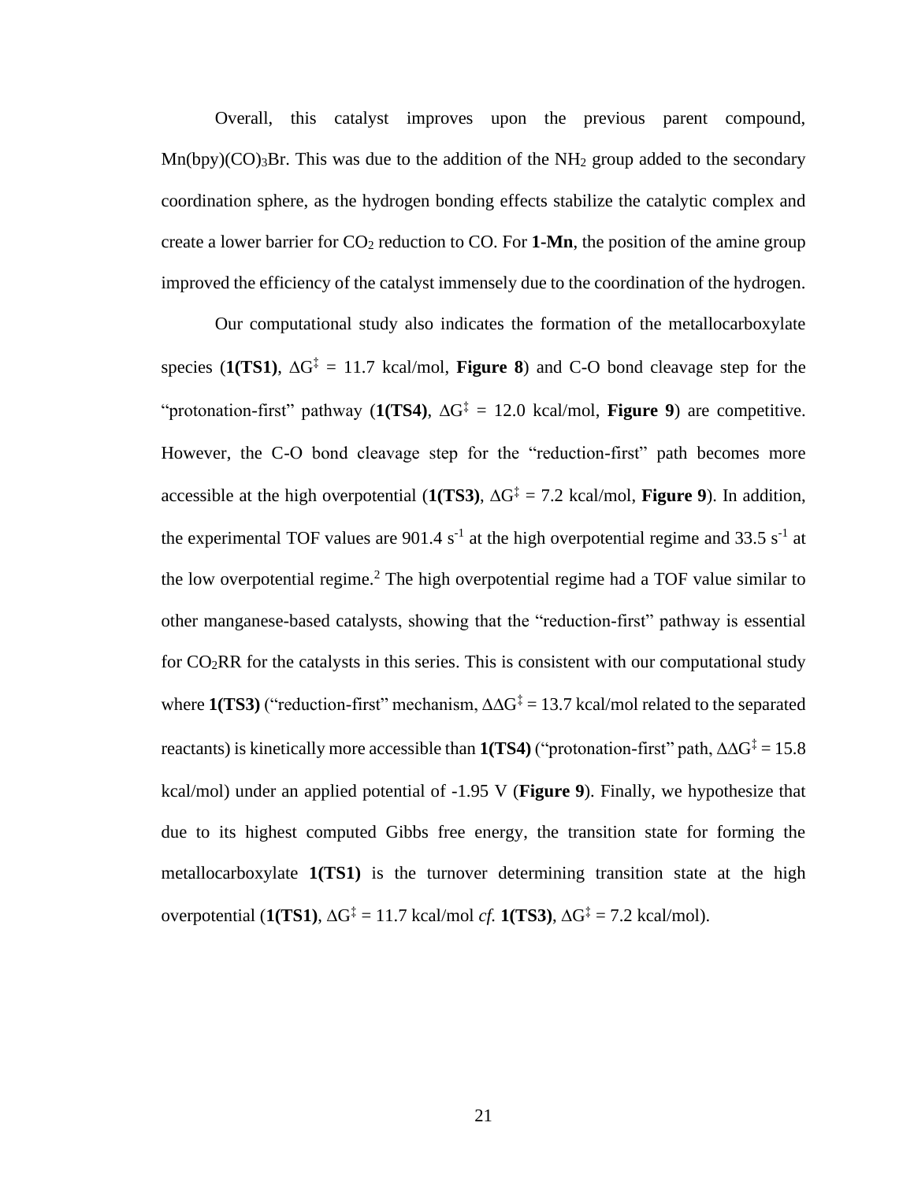Overall, this catalyst improves upon the previous parent compound, $Mn(bpy)(CO)_3Br$. This was due to the addition of the $NH_2$ group added to the secondary coordination sphere, as the hydrogen bonding effects stabilize the catalytic complex and create a lower barrier for $CO_2$ reduction to CO. For **1-Mn**, the position of the amine group improved the efficiency of the catalyst immensely due to the coordination of the hydrogen.

Our computational study also indicates the formation of the metallocarboxylate species (**1(TS1)**, $\Delta G^{\ddagger}$ = 11.7 kcal/mol, **Figure 8**) and C-O bond cleavage step for the "protonation-first" pathway (**1(TS4)**, $\Delta G^{\ddagger}$ = 12.0 kcal/mol, **Figure 9**) are competitive. However, the C-O bond cleavage step for the "reduction-first" path becomes more accessible at the high overpotential (**1(TS3)**, $\Delta G^{\ddagger}$ = 7.2 kcal/mol, **Figure 9**). In addition, the experimental TOF values are 901.4 $s^{-1}$ at the high overpotential regime and 33.5 $s^{-1}$ at the low overpotential regime.[2] The high overpotential regime had a TOF value similar to other manganese-based catalysts, showing that the "reduction-first" pathway is essential for $CO_2RR$ for the catalysts in this series. This is consistent with our computational study where **1(TS3)** ("reduction-first" mechanism, $\Delta\Delta G^{\ddagger}$ = 13.7 kcal/mol related to the separated reactants) is kinetically more accessible than **1(TS4)** ("protonation-first" path, $\Delta\Delta G^{\ddagger}$ = 15.8 kcal/mol) under an applied potential of -1.95 V (**Figure 9**). Finally, we hypothesize that due to its highest computed Gibbs free energy, the transition state for forming the metallocarboxylate **1(TS1)** is the turnover determining transition state at the high overpotential (**1(TS1)**, $\Delta G^{\ddagger}$ = 11.7 kcal/mol *cf.* **1(TS3)**, $\Delta G^{\ddagger}$ = 7.2 kcal/mol).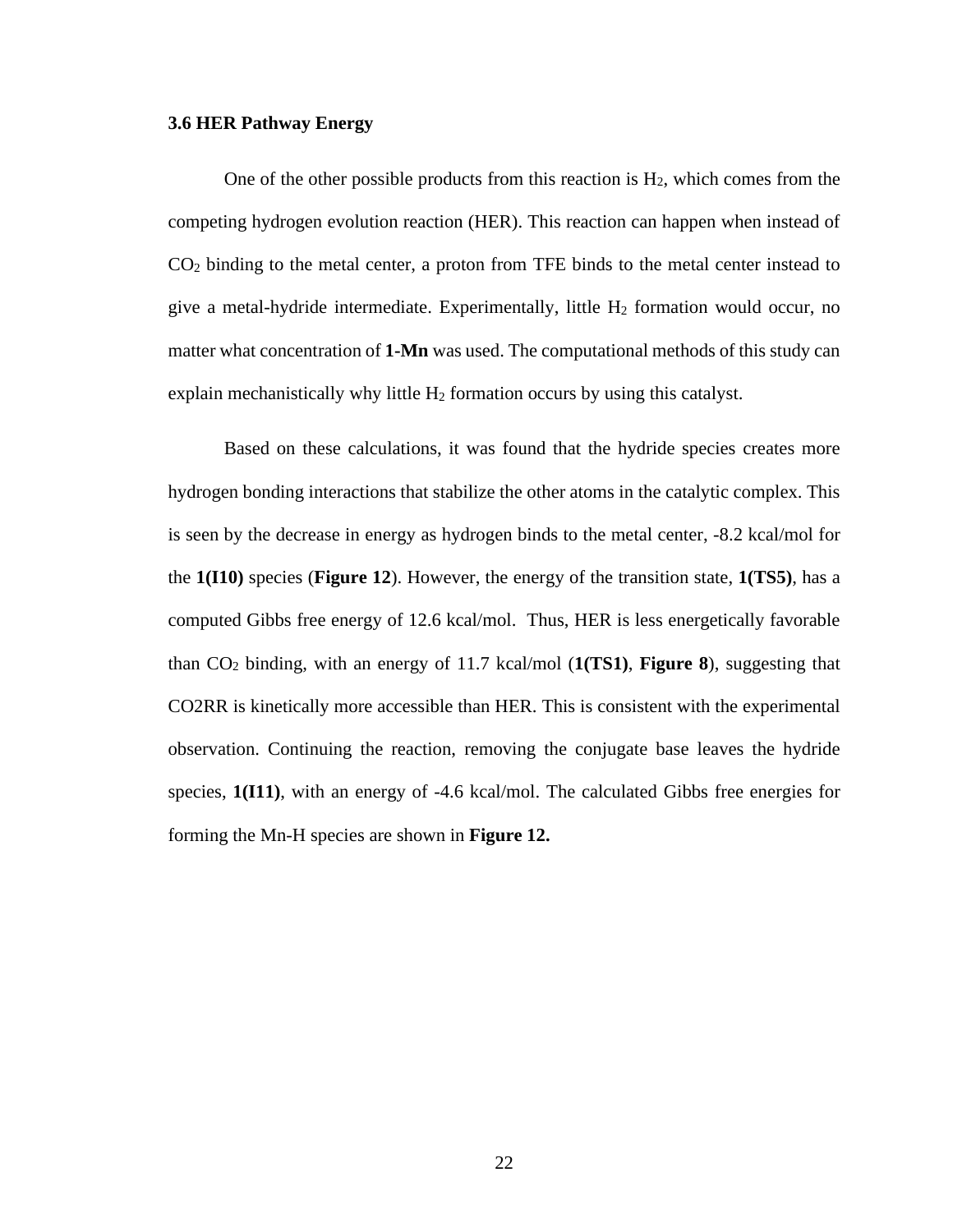### 3.6 HER Pathway Energy

One of the other possible products from this reaction is $H_2$, which comes from the competing hydrogen evolution reaction (HER). This reaction can happen when instead of $CO_2$ binding to the metal center, a proton from TFE binds to the metal center instead to give a metal-hydride intermediate. Experimentally, little $H_2$ formation would occur, no matter what concentration of **1-Mn** was used. The computational methods of this study can explain mechanistically why little $H_2$ formation occurs by using this catalyst.

Based on these calculations, it was found that the hydride species creates more hydrogen bonding interactions that stabilize the other atoms in the catalytic complex. This is seen by the decrease in energy as hydrogen binds to the metal center, -8.2 kcal/mol for the **1(I10)** species (**Figure 12**). However, the energy of the transition state, **1(TS5)**, has a computed Gibbs free energy of 12.6 kcal/mol. Thus, HER is less energetically favorable than $CO_2$ binding, with an energy of 11.7 kcal/mol (**1(TS1)**, **Figure 8**), suggesting that CO2RR is kinetically more accessible than HER. This is consistent with the experimental observation. Continuing the reaction, removing the conjugate base leaves the hydride species, **1(I11)**, with an energy of -4.6 kcal/mol. The calculated Gibbs free energies for forming the Mn-H species are shown in **Figure 12.**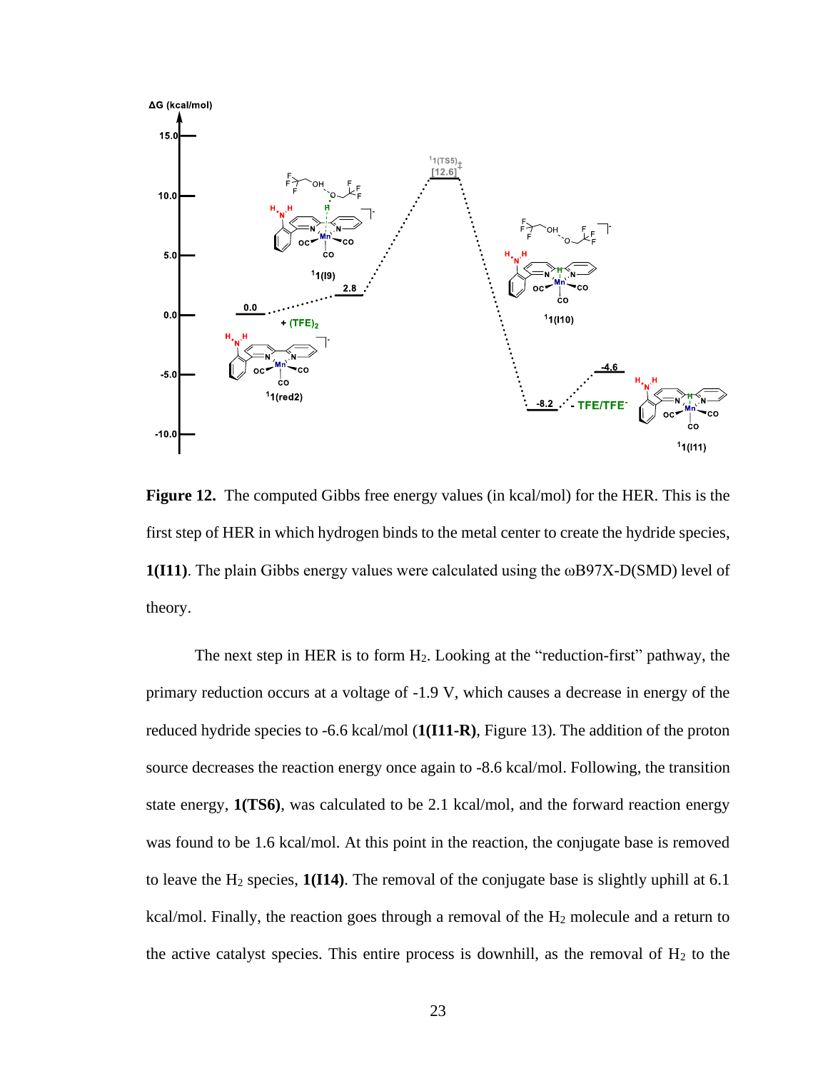**Figure 12.** The computed Gibbs free energy values (in kcal/mol) for the HER. This is the first step of HER in which hydrogen binds to the metal center to create the hydride species, **1(I11)**. The plain Gibbs energy values were calculated using the ωB97X-D(SMD) level of theory.

The next step in HER is to form $H_2$. Looking at the "reduction-first" pathway, the primary reduction occurs at a voltage of -1.9 V, which causes a decrease in energy of the reduced hydride species to -6.6 kcal/mol (**1(I11-R)**, Figure 13). The addition of the proton source decreases the reaction energy once again to -8.6 kcal/mol. Following, the transition state energy, **1(TS6)**, was calculated to be 2.1 kcal/mol, and the forward reaction energy was found to be 1.6 kcal/mol. At this point in the reaction, the conjugate base is removed to leave the $H_2$ species, **1(I14)**. The removal of the conjugate base is slightly uphill at 6.1 kcal/mol. Finally, the reaction goes through a removal of the $H_2$ molecule and a return to the active catalyst species. This entire process is downhill, as the removal of $H_2$ to the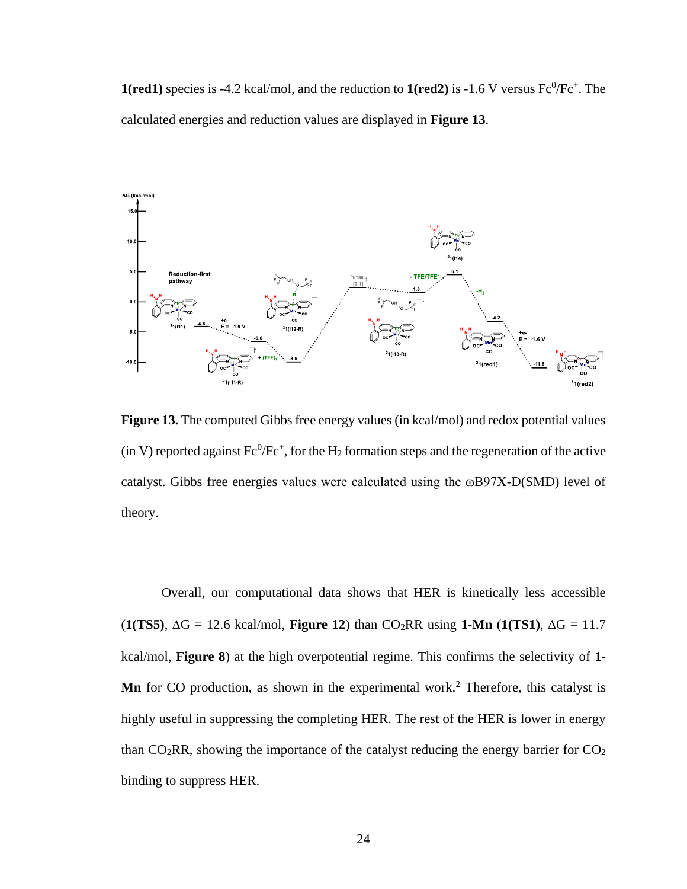**1(red1)** species is -4.2 kcal/mol, and the reduction to **1(red2)** is -1.6 V versus $Fc^0/Fc^+$. The calculated energies and reduction values are displayed in **Figure 13**.

**Figure 13.** The computed Gibbs free energy values (in kcal/mol) and redox potential values (in V) reported against $Fc^0/Fc^+$, for the $H_2$ formation steps and the regeneration of the active catalyst. Gibbs free energies values were calculated using the ωB97X-D(SMD) level of theory.

Overall, our computational data shows that HER is kinetically less accessible (**1(TS5)**, $\Delta G$ = 12.6 kcal/mol, **Figure 12**) than $CO_2$RR using **1-Mn** (**1(TS1)**, $\Delta G$ = 11.7 kcal/mol, **Figure 8**) at the high overpotential regime. This confirms the selectivity of **1-Mn** for CO production, as shown in the experimental work.[2] Therefore, this catalyst is highly useful in suppressing the completing HER. The rest of the HER is lower in energy than $CO_2$RR, showing the importance of the catalyst reducing the energy barrier for $CO_2$ binding to suppress HER.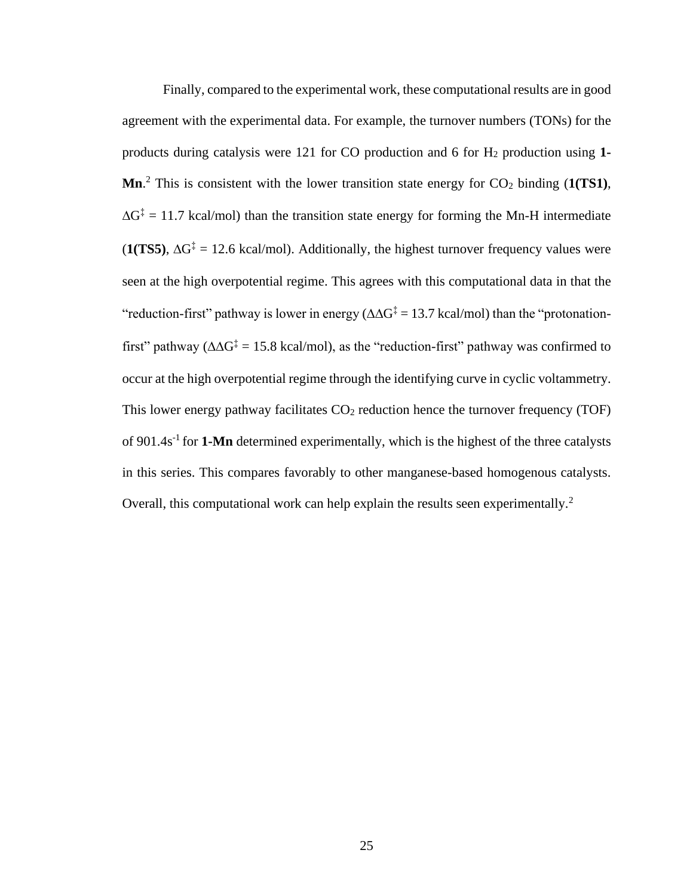Finally, compared to the experimental work, these computational results are in good agreement with the experimental data. For example, the turnover numbers (TONs) for the products during catalysis were 121 for CO production and 6 for $H_2$ production using **1-Mn**.[2] This is consistent with the lower transition state energy for $CO_2$ binding (**1(TS1)**, $\Delta G^{\ddagger} = 11.7$ kcal/mol) than the transition state energy for forming the Mn-H intermediate (**1(TS5)**, $\Delta G^{\ddagger} = 12.6$ kcal/mol). Additionally, the highest turnover frequency values were seen at the high overpotential regime. This agrees with this computational data in that the "reduction-first" pathway is lower in energy ($\Delta\Delta G^{\ddagger} = 13.7$ kcal/mol) than the "protonation-first" pathway ($\Delta\Delta G^{\ddagger} = 15.8$ kcal/mol), as the "reduction-first" pathway was confirmed to occur at the high overpotential regime through the identifying curve in cyclic voltammetry. This lower energy pathway facilitates $CO_2$ reduction hence the turnover frequency (TOF) of $901.4 s^{-1}$ for **1-Mn** determined experimentally, which is the highest of the three catalysts in this series. This compares favorably to other manganese-based homogenous catalysts. Overall, this computational work can help explain the results seen experimentally.[2]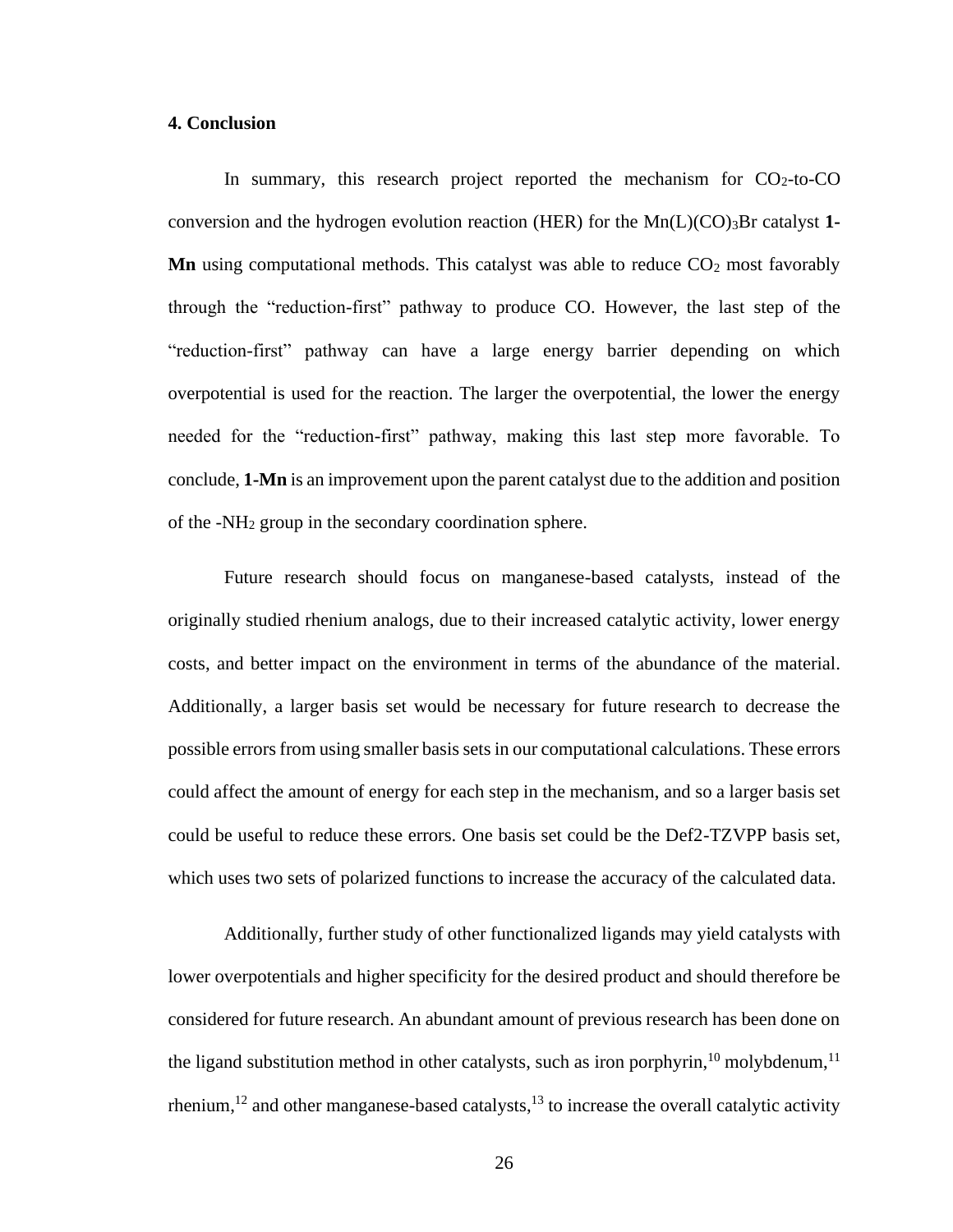### 4. Conclusion

In summary, this research project reported the mechanism for $CO_2$-to-CO conversion and the hydrogen evolution reaction (HER) for the $Mn(L)(CO)_3Br$ catalyst **1-Mn** using computational methods. This catalyst was able to reduce $CO_2$ most favorably through the "reduction-first" pathway to produce CO. However, the last step of the "reduction-first" pathway can have a large energy barrier depending on which overpotential is used for the reaction. The larger the overpotential, the lower the energy needed for the "reduction-first" pathway, making this last step more favorable. To conclude, **1-Mn** is an improvement upon the parent catalyst due to the addition and position of the $-NH_2$ group in the secondary coordination sphere.

Future research should focus on manganese-based catalysts, instead of the originally studied rhenium analogs, due to their increased catalytic activity, lower energy costs, and better impact on the environment in terms of the abundance of the material. Additionally, a larger basis set would be necessary for future research to decrease the possible errors from using smaller basis sets in our computational calculations. These errors could affect the amount of energy for each step in the mechanism, and so a larger basis set could be useful to reduce these errors. One basis set could be the Def2-TZVPP basis set, which uses two sets of polarized functions to increase the accuracy of the calculated data.

Additionally, further study of other functionalized ligands may yield catalysts with lower overpotentials and higher specificity for the desired product and should therefore be considered for future research. An abundant amount of previous research has been done on the ligand substitution method in other catalysts, such as iron porphyrin,[10] molybdenum,[11] rhenium,[12] and other manganese-based catalysts,[13] to increase the overall catalytic activity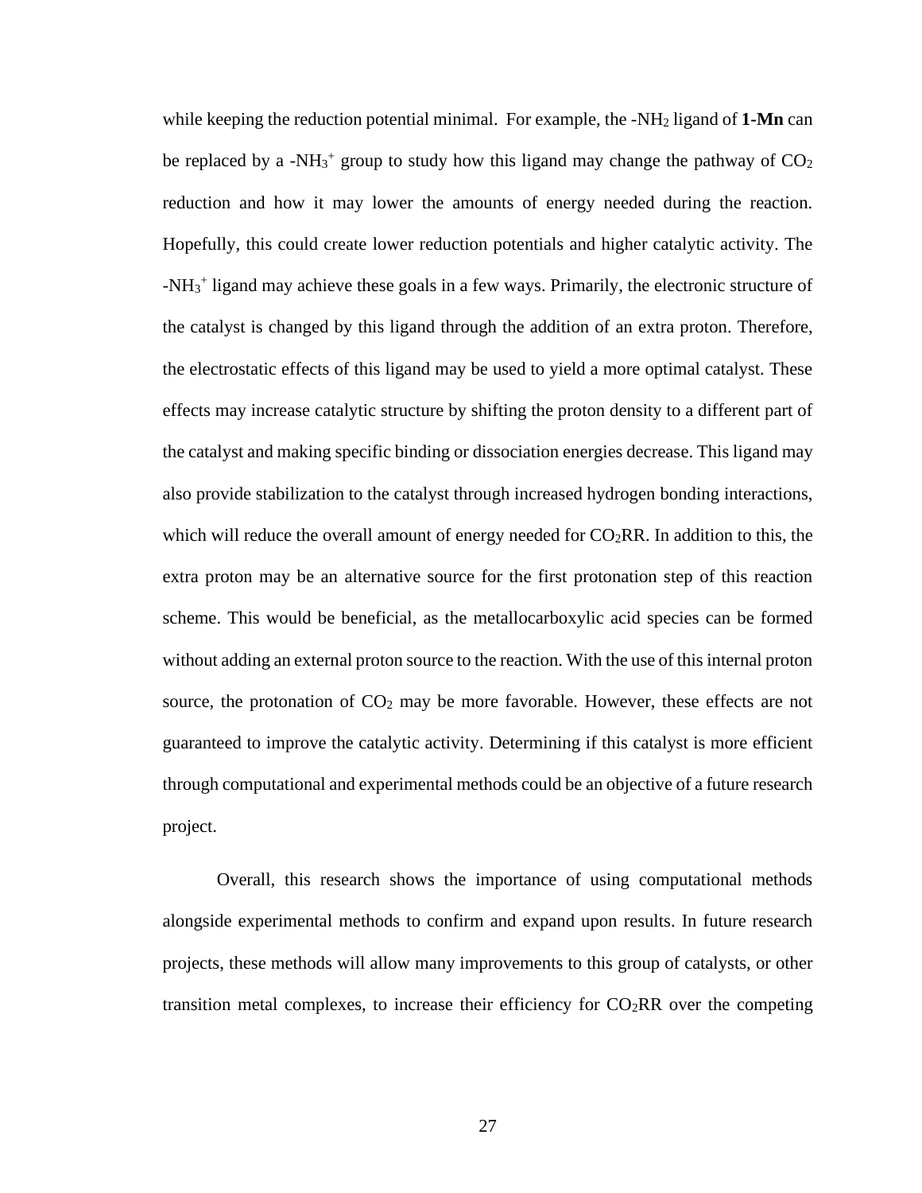while keeping the reduction potential minimal. For example, the $-NH_2$ ligand of **1-Mn** can be replaced by a $-NH_3^+$ group to study how this ligand may change the pathway of $CO_2$ reduction and how it may lower the amounts of energy needed during the reaction. Hopefully, this could create lower reduction potentials and higher catalytic activity. The $-NH_3^+$ ligand may achieve these goals in a few ways. Primarily, the electronic structure of the catalyst is changed by this ligand through the addition of an extra proton. Therefore, the electrostatic effects of this ligand may be used to yield a more optimal catalyst. These effects may increase catalytic structure by shifting the proton density to a different part of the catalyst and making specific binding or dissociation energies decrease. This ligand may also provide stabilization to the catalyst through increased hydrogen bonding interactions, which will reduce the overall amount of energy needed for $CO_2$RR. In addition to this, the extra proton may be an alternative source for the first protonation step of this reaction scheme. This would be beneficial, as the metallocarboxylic acid species can be formed without adding an external proton source to the reaction. With the use of this internal proton source, the protonation of $CO_2$ may be more favorable. However, these effects are not guaranteed to improve the catalytic activity. Determining if this catalyst is more efficient through computational and experimental methods could be an objective of a future research project.

Overall, this research shows the importance of using computational methods alongside experimental methods to confirm and expand upon results. In future research projects, these methods will allow many improvements to this group of catalysts, or other transition metal complexes, to increase their efficiency for $CO_2$RR over the competing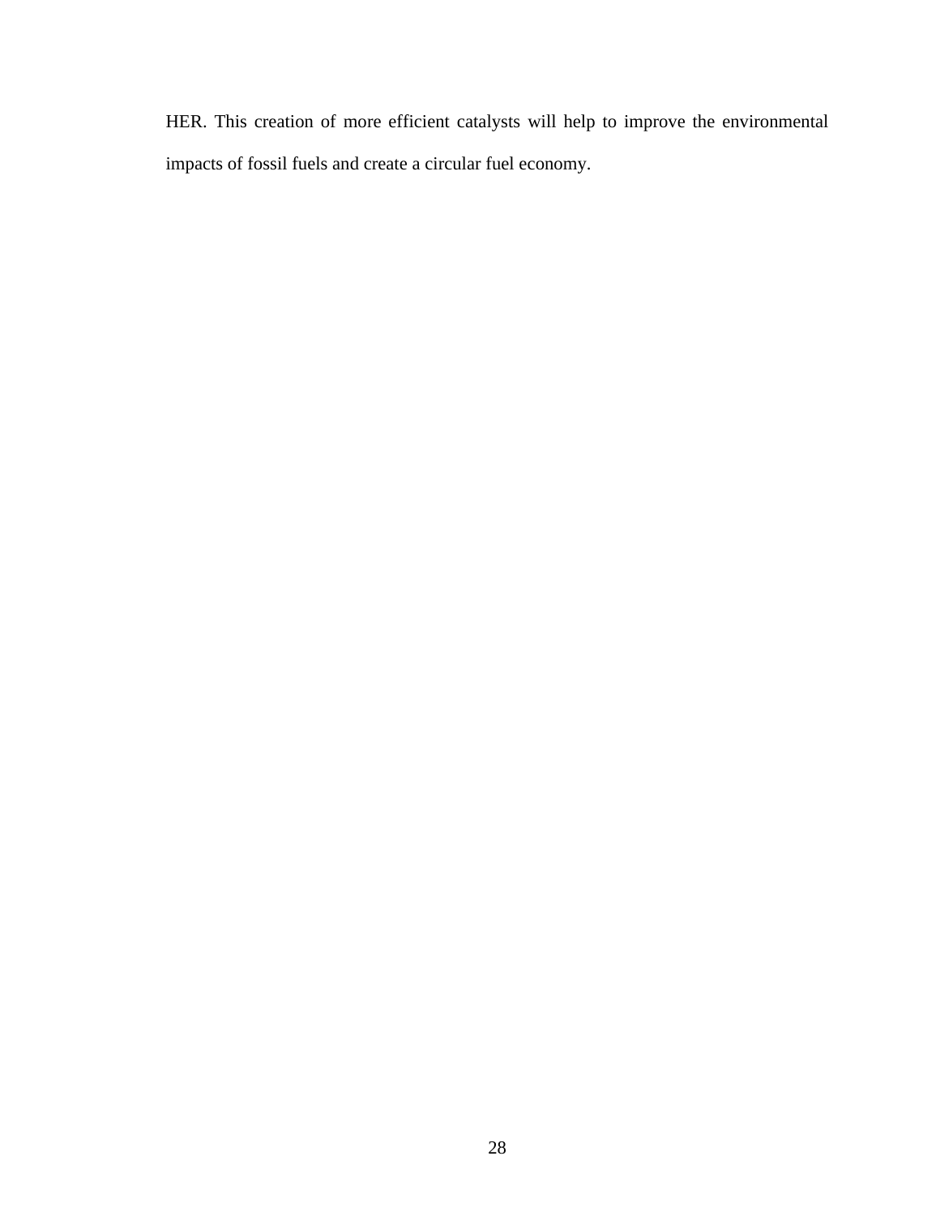HER. This creation of more efficient catalysts will help to improve the environmental impacts of fossil fuels and create a circular fuel economy.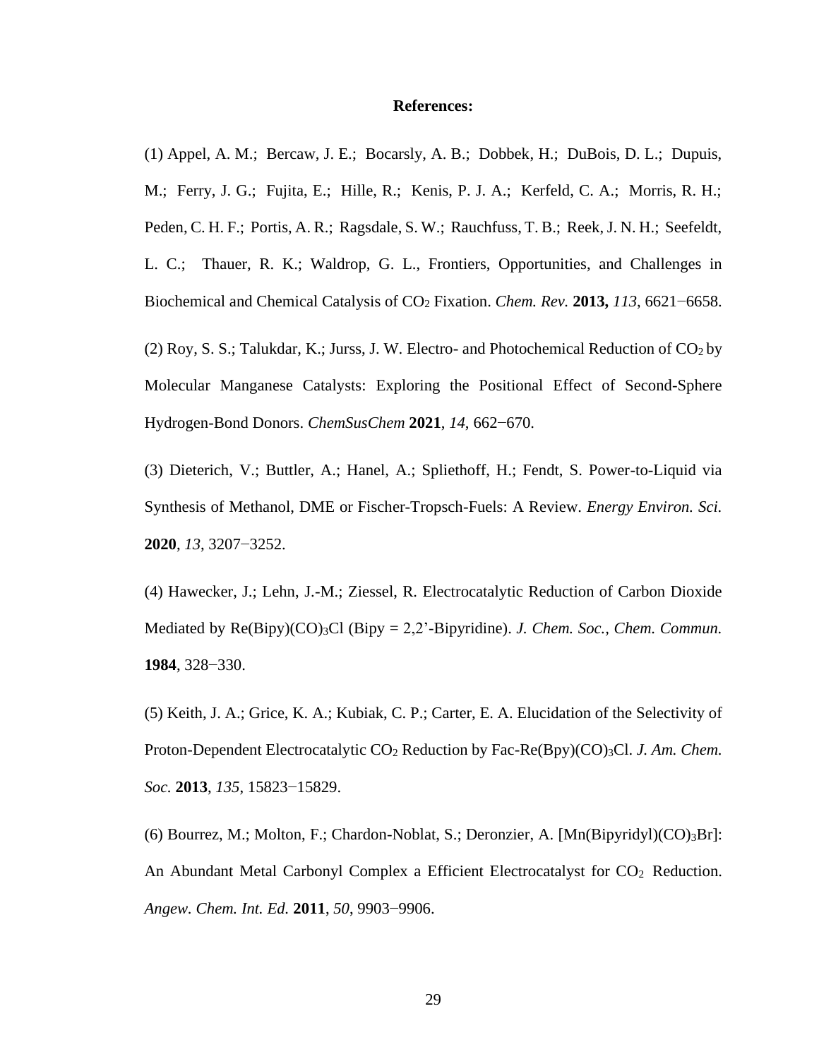**References:**

(1) Appel, A. M.; Bercaw, J. E.; Bocarsly, A. B.; Dobbek, H.; DuBois, D. L.; Dupuis, M.; Ferry, J. G.; Fujita, E.; Hille, R.; Kenis, P. J. A.; Kerfeld, C. A.; Morris, R. H.; Peden, C. H. F.; Portis, A. R.; Ragsdale, S. W.; Rauchfuss, T. B.; Reek, J. N. H.; Seefeldt, L. C.; Thauer, R. K.; Waldrop, G. L., Frontiers, Opportunities, and Challenges in Biochemical and Chemical Catalysis of $CO_2$ Fixation. *Chem. Rev.* **2013,** *113*, 6621−6658.

(2) Roy, S. S.; Talukdar, K.; Jurss, J. W. Electro- and Photochemical Reduction of $CO_2$ by Molecular Manganese Catalysts: Exploring the Positional Effect of Second-Sphere Hydrogen-Bond Donors. *ChemSusChem* **2021**, *14*, 662−670.

(3) Dieterich, V.; Buttler, A.; Hanel, A.; Spliethoff, H.; Fendt, S. Power-to-Liquid via Synthesis of Methanol, DME or Fischer-Tropsch-Fuels: A Review. *Energy Environ. Sci.* **2020**, *13*, 3207−3252.

(4) Hawecker, J.; Lehn, J.-M.; Ziessel, R. Electrocatalytic Reduction of Carbon Dioxide Mediated by Re(Bipy)$(CO)_3$Cl (Bipy = 2,2'-Bipyridine). *J. Chem. Soc., Chem. Commun.* **1984**, 328−330.

(5) Keith, J. A.; Grice, K. A.; Kubiak, C. P.; Carter, E. A. Elucidation of the Selectivity of Proton-Dependent Electrocatalytic $CO_2$ Reduction by Fac-Re(Bpy)$(CO)_3$Cl. *J. Am. Chem. Soc.* **2013**, *135*, 15823−15829.

(6) Bourrez, M.; Molton, F.; Chardon-Noblat, S.; Deronzier, A. [Mn(Bipyridyl)$(CO)_3$Br]: An Abundant Metal Carbonyl Complex a Efficient Electrocatalyst for $CO_2$ Reduction. *Angew. Chem. Int. Ed.* **2011**, *50*, 9903−9906.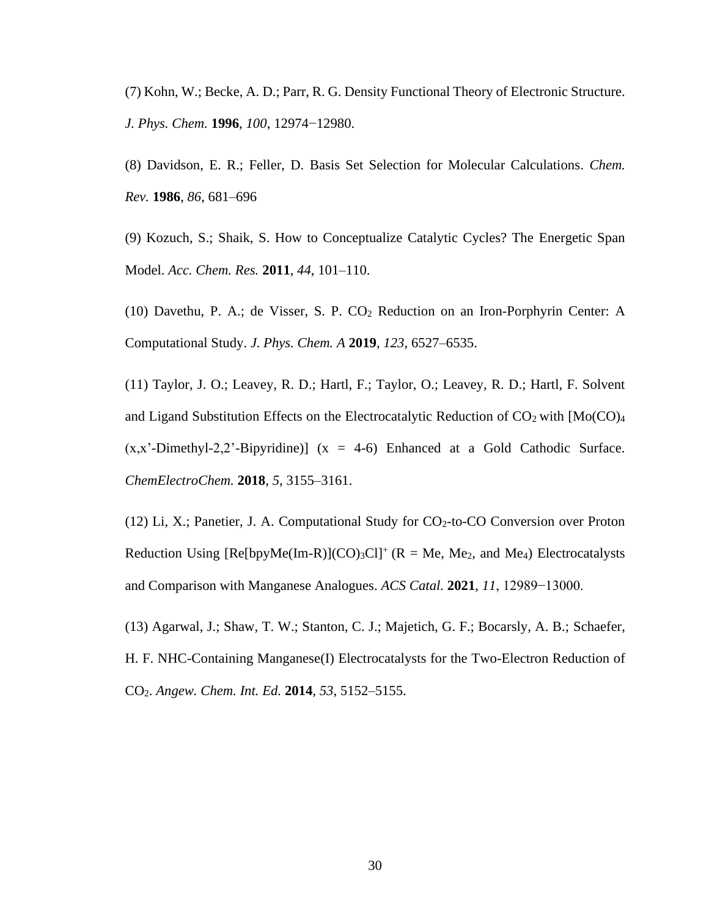(7) Kohn, W.; Becke, A. D.; Parr, R. G. Density Functional Theory of Electronic Structure. *J. Phys. Chem.* **1996**, *100*, 12974−12980.

(8) Davidson, E. R.; Feller, D. Basis Set Selection for Molecular Calculations. *Chem. Rev.* **1986**, *86*, 681–696

(9) Kozuch, S.; Shaik, S. How to Conceptualize Catalytic Cycles? The Energetic Span Model. *Acc. Chem. Res.* **2011**, *44*, 101–110.

(10) Davethu, P. A.; de Visser, S. P. $CO_2$ Reduction on an Iron-Porphyrin Center: A Computational Study. *J. Phys. Chem. A* **2019**, *123*, 6527–6535.

(11) Taylor, J. O.; Leavey, R. D.; Hartl, F.; Taylor, O.; Leavey, R. D.; Hartl, F. Solvent and Ligand Substitution Effects on the Electrocatalytic Reduction of $CO_2$ with $[Mo(CO)_4$ (x,x'-Dimethyl-2,2'-Bipyridine)] (x = 4-6) Enhanced at a Gold Cathodic Surface. *ChemElectroChem.* **2018**, *5*, 3155–3161.

(12) Li, X.; Panetier, J. A. Computational Study for $CO_2$-to-CO Conversion over Proton Reduction Using $[Re[bpyMe(Im\text{-}R)](CO)_3Cl]^+$ (R = Me, $Me_2$, and $Me_4$) Electrocatalysts and Comparison with Manganese Analogues. *ACS Catal.* **2021**, *11*, 12989−13000.

(13) Agarwal, J.; Shaw, T. W.; Stanton, C. J.; Majetich, G. F.; Bocarsly, A. B.; Schaefer, H. F. NHC-Containing Manganese(I) Electrocatalysts for the Two-Electron Reduction of $CO_2$. *Angew. Chem. Int. Ed.* **2014**, *53*, 5152–5155.